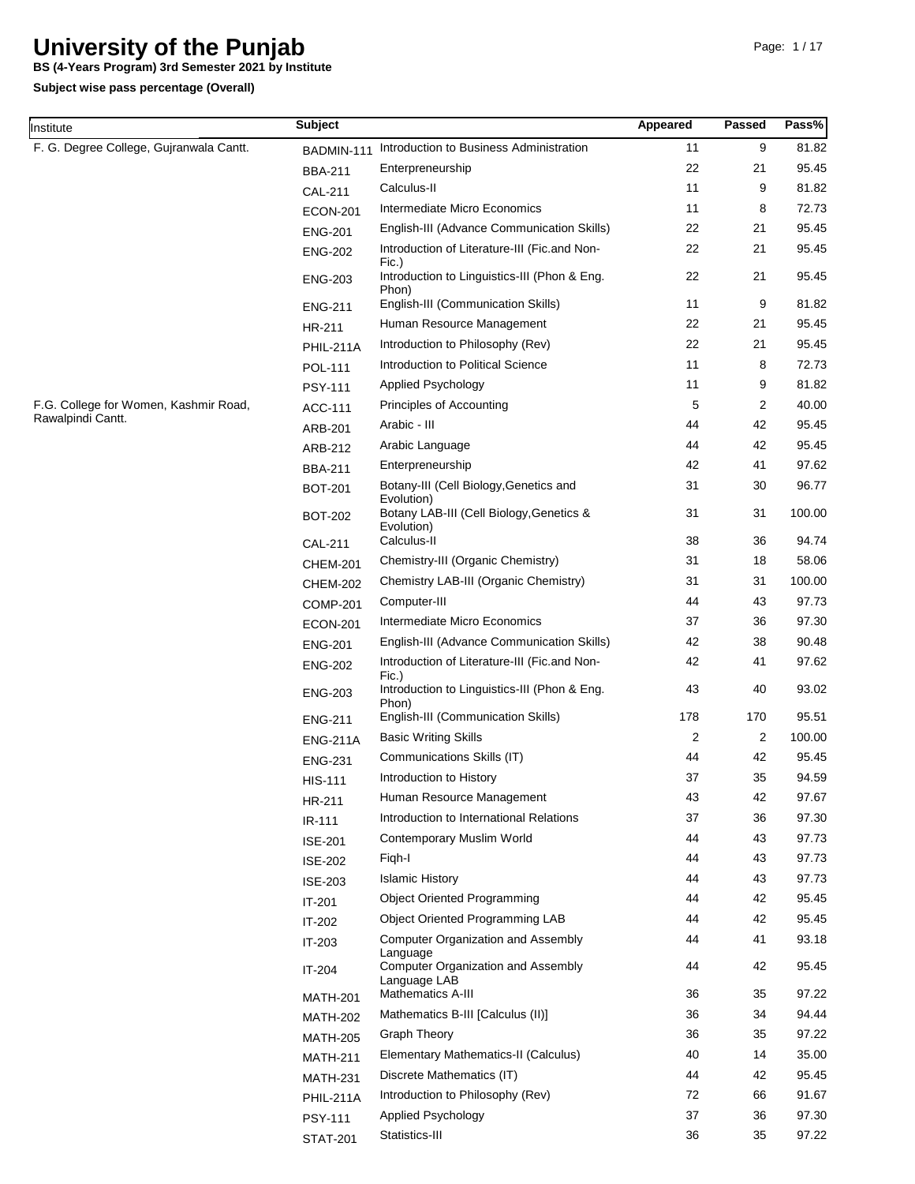# University of the Punjab

**BS (4-Years Program) 3rd Semester 2021 by Institute**

**Subject wise pass percentage (Overall)**

| Institute | Subject | | Appeared | Passed | Pass% |
|---|---|---|---|---|---|
| F. G. Degree College, Gujranwala Cantt. | BADMIN-111 | Introduction to Business Administration | 11 | 9 | 81.82 |
| | BBA-211 | Enterpreneurship | 22 | 21 | 95.45 |
| | CAL-211 | Calculus-II | 11 | 9 | 81.82 |
| | ECON-201 | Intermediate Micro Economics | 11 | 8 | 72.73 |
| | ENG-201 | English-III (Advance Communication Skills) | 22 | 21 | 95.45 |
| | ENG-202 | Introduction of Literature-III (Fic.and Non-Fic.) | 22 | 21 | 95.45 |
| | ENG-203 | Introduction to Linguistics-III (Phon & Eng. Phon) | 22 | 21 | 95.45 |
| | ENG-211 | English-III (Communication Skills) | 11 | 9 | 81.82 |
| | HR-211 | Human Resource Management | 22 | 21 | 95.45 |
| | PHIL-211A | Introduction to Philosophy (Rev) | 22 | 21 | 95.45 |
| | POL-111 | Introduction to Political Science | 11 | 8 | 72.73 |
| | PSY-111 | Applied Psychology | 11 | 9 | 81.82 |
| F.G. College for Women, Kashmir Road, Rawalpindi Cantt. | ACC-111 | Principles of Accounting | 5 | 2 | 40.00 |
| | ARB-201 | Arabic - III | 44 | 42 | 95.45 |
| | ARB-212 | Arabic Language | 44 | 42 | 95.45 |
| | BBA-211 | Enterpreneurship | 42 | 41 | 97.62 |
| | BOT-201 | Botany-III (Cell Biology,Genetics and Evolution) | 31 | 30 | 96.77 |
| | BOT-202 | Botany LAB-III (Cell Biology,Genetics & Evolution) | 31 | 31 | 100.00 |
| | CAL-211 | Calculus-II | 38 | 36 | 94.74 |
| | CHEM-201 | Chemistry-III (Organic Chemistry) | 31 | 18 | 58.06 |
| | CHEM-202 | Chemistry LAB-III (Organic Chemistry) | 31 | 31 | 100.00 |
| | COMP-201 | Computer-III | 44 | 43 | 97.73 |
| | ECON-201 | Intermediate Micro Economics | 37 | 36 | 97.30 |
| | ENG-201 | English-III (Advance Communication Skills) | 42 | 38 | 90.48 |
| | ENG-202 | Introduction of Literature-III (Fic.and Non-Fic.) | 42 | 41 | 97.62 |
| | ENG-203 | Introduction to Linguistics-III (Phon & Eng. Phon) | 43 | 40 | 93.02 |
| | ENG-211 | English-III (Communication Skills) | 178 | 170 | 95.51 |
| | ENG-211A | Basic Writing Skills | 2 | 2 | 100.00 |
| | ENG-231 | Communications Skills (IT) | 44 | 42 | 95.45 |
| | HIS-111 | Introduction to History | 37 | 35 | 94.59 |
| | HR-211 | Human Resource Management | 43 | 42 | 97.67 |
| | IR-111 | Introduction to International Relations | 37 | 36 | 97.30 |
| | ISE-201 | Contemporary Muslim World | 44 | 43 | 97.73 |
| | ISE-202 | Fiqh-I | 44 | 43 | 97.73 |
| | ISE-203 | Islamic History | 44 | 43 | 97.73 |
| | IT-201 | Object Oriented Programming | 44 | 42 | 95.45 |
| | IT-202 | Object Oriented Programming LAB | 44 | 42 | 95.45 |
| | IT-203 | Computer Organization and Assembly Language | 44 | 41 | 93.18 |
| | IT-204 | Computer Organization and Assembly Language LAB | 44 | 42 | 95.45 |
| | MATH-201 | Mathematics A-III | 36 | 35 | 97.22 |
| | MATH-202 | Mathematics B-III [Calculus (II)] | 36 | 34 | 94.44 |
| | MATH-205 | Graph Theory | 36 | 35 | 97.22 |
| | MATH-211 | Elementary Mathematics-II (Calculus) | 40 | 14 | 35.00 |
| | MATH-231 | Discrete Mathematics (IT) | 44 | 42 | 95.45 |
| | PHIL-211A | Introduction to Philosophy (Rev) | 72 | 66 | 91.67 |
| | PSY-111 | Applied Psychology | 37 | 36 | 97.30 |
| | STAT-201 | Statistics-III | 36 | 35 | 97.22 |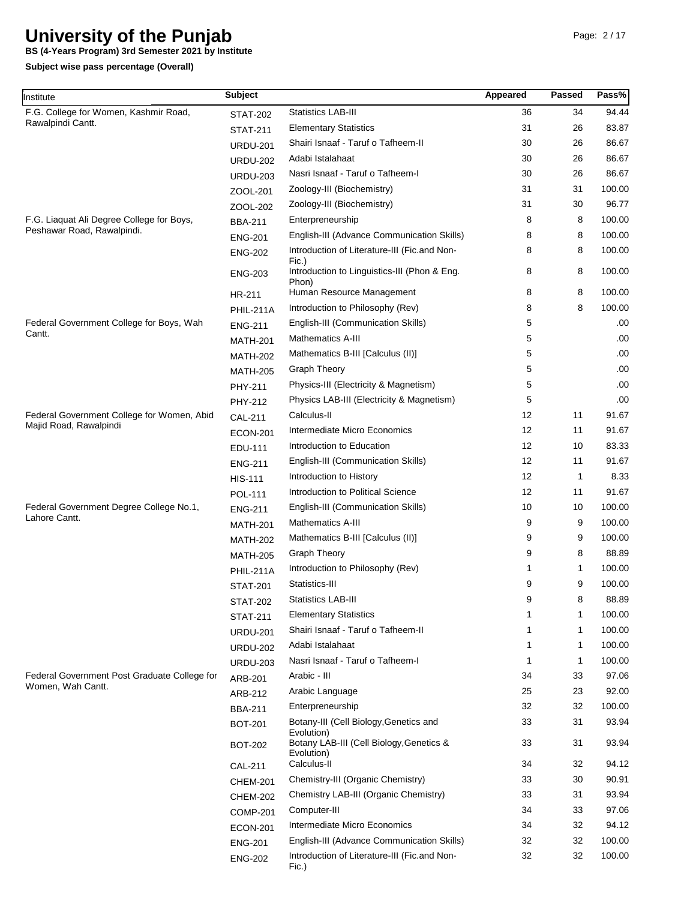# University of the Punjab

**BS (4-Years Program) 3rd Semester 2021 by Institute**

**Subject wise pass percentage (Overall)**

| Institute | Subject | | Appeared | Passed | Pass% |
|---|---|---|---|---|---|
| F.G. College for Women, Kashmir Road, Rawalpindi Cantt. | STAT-202 | Statistics LAB-III | 36 | 34 | 94.44 |
| | STAT-211 | Elementary Statistics | 31 | 26 | 83.87 |
| | URDU-201 | Shairi Isnaaf - Taruf o Tafheem-II | 30 | 26 | 86.67 |
| | URDU-202 | Adabi Istalahaat | 30 | 26 | 86.67 |
| | URDU-203 | Nasri Isnaaf - Taruf o Tafheem-I | 30 | 26 | 86.67 |
| | ZOOL-201 | Zoology-III (Biochemistry) | 31 | 31 | 100.00 |
| | ZOOL-202 | Zoology-III (Biochemistry) | 31 | 30 | 96.77 |
| F.G. Liaquat Ali Degree College for Boys, Peshawar Road, Rawalpindi. | BBA-211 | Enterpreneurship | 8 | 8 | 100.00 |
| | ENG-201 | English-III (Advance Communication Skills) | 8 | 8 | 100.00 |
| | ENG-202 | Introduction of Literature-III (Fic.and Non-Fic.) | 8 | 8 | 100.00 |
| | ENG-203 | Introduction to Linguistics-III (Phon & Eng. Phon) | 8 | 8 | 100.00 |
| | HR-211 | Human Resource Management | 8 | 8 | 100.00 |
| | PHIL-211A | Introduction to Philosophy (Rev) | 8 | 8 | 100.00 |
| Federal Government College for Boys, Wah Cantt. | ENG-211 | English-III (Communication Skills) | 5 | | .00 |
| | MATH-201 | Mathematics A-III | 5 | | .00 |
| | MATH-202 | Mathematics B-III [Calculus (II)] | 5 | | .00 |
| | MATH-205 | Graph Theory | 5 | | .00 |
| | PHY-211 | Physics-III (Electricity & Magnetism) | 5 | | .00 |
| | PHY-212 | Physics LAB-III (Electricity & Magnetism) | 5 | | .00 |
| Federal Government College for Women, Abid Majid Road, Rawalpindi | CAL-211 | Calculus-II | 12 | 11 | 91.67 |
| | ECON-201 | Intermediate Micro Economics | 12 | 11 | 91.67 |
| | EDU-111 | Introduction to Education | 12 | 10 | 83.33 |
| | ENG-211 | English-III (Communication Skills) | 12 | 11 | 91.67 |
| | HIS-111 | Introduction to History | 12 | 1 | 8.33 |
| | POL-111 | Introduction to Political Science | 12 | 11 | 91.67 |
| Federal Government Degree College No.1, Lahore Cantt. | ENG-211 | English-III (Communication Skills) | 10 | 10 | 100.00 |
| | MATH-201 | Mathematics A-III | 9 | 9 | 100.00 |
| | MATH-202 | Mathematics B-III [Calculus (II)] | 9 | 9 | 100.00 |
| | MATH-205 | Graph Theory | 9 | 8 | 88.89 |
| | PHIL-211A | Introduction to Philosophy (Rev) | 1 | 1 | 100.00 |
| | STAT-201 | Statistics-III | 9 | 9 | 100.00 |
| | STAT-202 | Statistics LAB-III | 9 | 8 | 88.89 |
| | STAT-211 | Elementary Statistics | 1 | 1 | 100.00 |
| | URDU-201 | Shairi Isnaaf - Taruf o Tafheem-II | 1 | 1 | 100.00 |
| | URDU-202 | Adabi Istalahaat | 1 | 1 | 100.00 |
| | URDU-203 | Nasri Isnaaf - Taruf o Tafheem-I | 1 | 1 | 100.00 |
| Federal Government Post Graduate College for Women, Wah Cantt. | ARB-201 | Arabic - III | 34 | 33 | 97.06 |
| | ARB-212 | Arabic Language | 25 | 23 | 92.00 |
| | BBA-211 | Enterpreneurship | 32 | 32 | 100.00 |
| | BOT-201 | Botany-III (Cell Biology,Genetics and Evolution) | 33 | 31 | 93.94 |
| | BOT-202 | Botany LAB-III (Cell Biology,Genetics & Evolution) | 33 | 31 | 93.94 |
| | CAL-211 | Calculus-II | 34 | 32 | 94.12 |
| | CHEM-201 | Chemistry-III (Organic Chemistry) | 33 | 30 | 90.91 |
| | CHEM-202 | Chemistry LAB-III (Organic Chemistry) | 33 | 31 | 93.94 |
| | COMP-201 | Computer-III | 34 | 33 | 97.06 |
| | ECON-201 | Intermediate Micro Economics | 34 | 32 | 94.12 |
| | ENG-201 | English-III (Advance Communication Skills) | 32 | 32 | 100.00 |
| | ENG-202 | Introduction of Literature-III (Fic.and Non-Fic.) | 32 | 32 | 100.00 |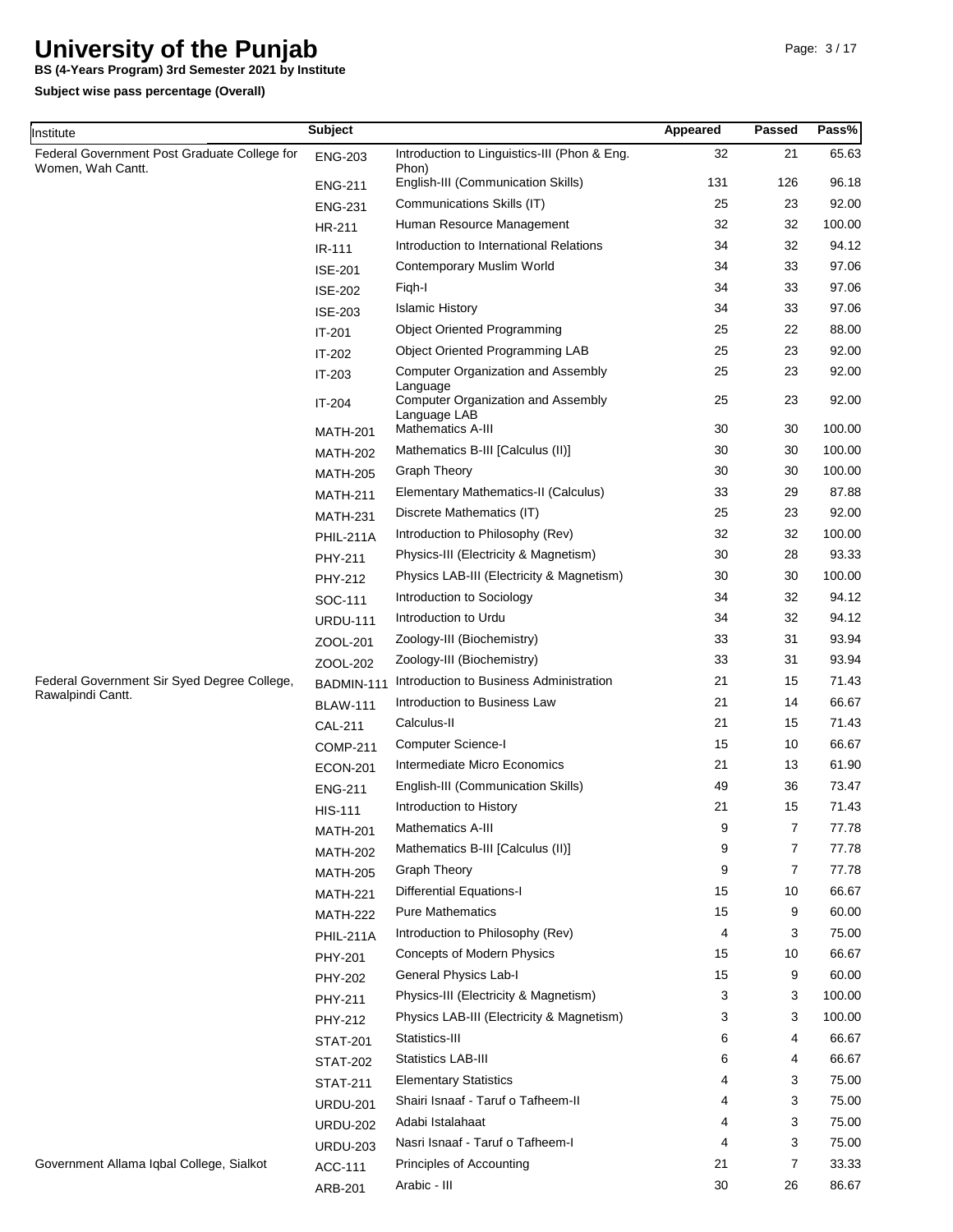# University of the Punjab

**BS (4-Years Program) 3rd Semester 2021 by Institute**

**Subject wise pass percentage (Overall)**

| Institute | Subject | | Appeared | Passed | Pass% |
|---|---|---|---|---|---|
| Federal Government Post Graduate College for Women, Wah Cantt. | ENG-203 | Introduction to Linguistics-III (Phon & Eng. Phon) | 32 | 21 | 65.63 |
| | ENG-211 | English-III (Communication Skills) | 131 | 126 | 96.18 |
| | ENG-231 | Communications Skills (IT) | 25 | 23 | 92.00 |
| | HR-211 | Human Resource Management | 32 | 32 | 100.00 |
| | IR-111 | Introduction to International Relations | 34 | 32 | 94.12 |
| | ISE-201 | Contemporary Muslim World | 34 | 33 | 97.06 |
| | ISE-202 | Fiqh-I | 34 | 33 | 97.06 |
| | ISE-203 | Islamic History | 34 | 33 | 97.06 |
| | IT-201 | Object Oriented Programming | 25 | 22 | 88.00 |
| | IT-202 | Object Oriented Programming LAB | 25 | 23 | 92.00 |
| | IT-203 | Computer Organization and Assembly Language | 25 | 23 | 92.00 |
| | IT-204 | Computer Organization and Assembly Language LAB | 25 | 23 | 92.00 |
| | MATH-201 | Mathematics A-III | 30 | 30 | 100.00 |
| | MATH-202 | Mathematics B-III [Calculus (II)] | 30 | 30 | 100.00 |
| | MATH-205 | Graph Theory | 30 | 30 | 100.00 |
| | MATH-211 | Elementary Mathematics-II (Calculus) | 33 | 29 | 87.88 |
| | MATH-231 | Discrete Mathematics (IT) | 25 | 23 | 92.00 |
| | PHIL-211A | Introduction to Philosophy (Rev) | 32 | 32 | 100.00 |
| | PHY-211 | Physics-III (Electricity & Magnetism) | 30 | 28 | 93.33 |
| | PHY-212 | Physics LAB-III (Electricity & Magnetism) | 30 | 30 | 100.00 |
| | SOC-111 | Introduction to Sociology | 34 | 32 | 94.12 |
| | URDU-111 | Introduction to Urdu | 34 | 32 | 94.12 |
| | ZOOL-201 | Zoology-III (Biochemistry) | 33 | 31 | 93.94 |
| | ZOOL-202 | Zoology-III (Biochemistry) | 33 | 31 | 93.94 |
| Federal Government Sir Syed Degree College, Rawalpindi Cantt. | BADMIN-111 | Introduction to Business Administration | 21 | 15 | 71.43 |
| | BLAW-111 | Introduction to Business Law | 21 | 14 | 66.67 |
| | CAL-211 | Calculus-II | 21 | 15 | 71.43 |
| | COMP-211 | Computer Science-I | 15 | 10 | 66.67 |
| | ECON-201 | Intermediate Micro Economics | 21 | 13 | 61.90 |
| | ENG-211 | English-III (Communication Skills) | 49 | 36 | 73.47 |
| | HIS-111 | Introduction to History | 21 | 15 | 71.43 |
| | MATH-201 | Mathematics A-III | 9 | 7 | 77.78 |
| | MATH-202 | Mathematics B-III [Calculus (II)] | 9 | 7 | 77.78 |
| | MATH-205 | Graph Theory | 9 | 7 | 77.78 |
| | MATH-221 | Differential Equations-I | 15 | 10 | 66.67 |
| | MATH-222 | Pure Mathematics | 15 | 9 | 60.00 |
| | PHIL-211A | Introduction to Philosophy (Rev) | 4 | 3 | 75.00 |
| | PHY-201 | Concepts of Modern Physics | 15 | 10 | 66.67 |
| | PHY-202 | General Physics Lab-I | 15 | 9 | 60.00 |
| | PHY-211 | Physics-III (Electricity & Magnetism) | 3 | 3 | 100.00 |
| | PHY-212 | Physics LAB-III (Electricity & Magnetism) | 3 | 3 | 100.00 |
| | STAT-201 | Statistics-III | 6 | 4 | 66.67 |
| | STAT-202 | Statistics LAB-III | 6 | 4 | 66.67 |
| | STAT-211 | Elementary Statistics | 4 | 3 | 75.00 |
| | URDU-201 | Shairi Isnaaf - Taruf o Tafheem-II | 4 | 3 | 75.00 |
| | URDU-202 | Adabi Istalahaat | 4 | 3 | 75.00 |
| | URDU-203 | Nasri Isnaaf - Taruf o Tafheem-I | 4 | 3 | 75.00 |
| Government Allama Iqbal College, Sialkot | ACC-111 | Principles of Accounting | 21 | 7 | 33.33 |
| | ARB-201 | Arabic - III | 30 | 26 | 86.67 |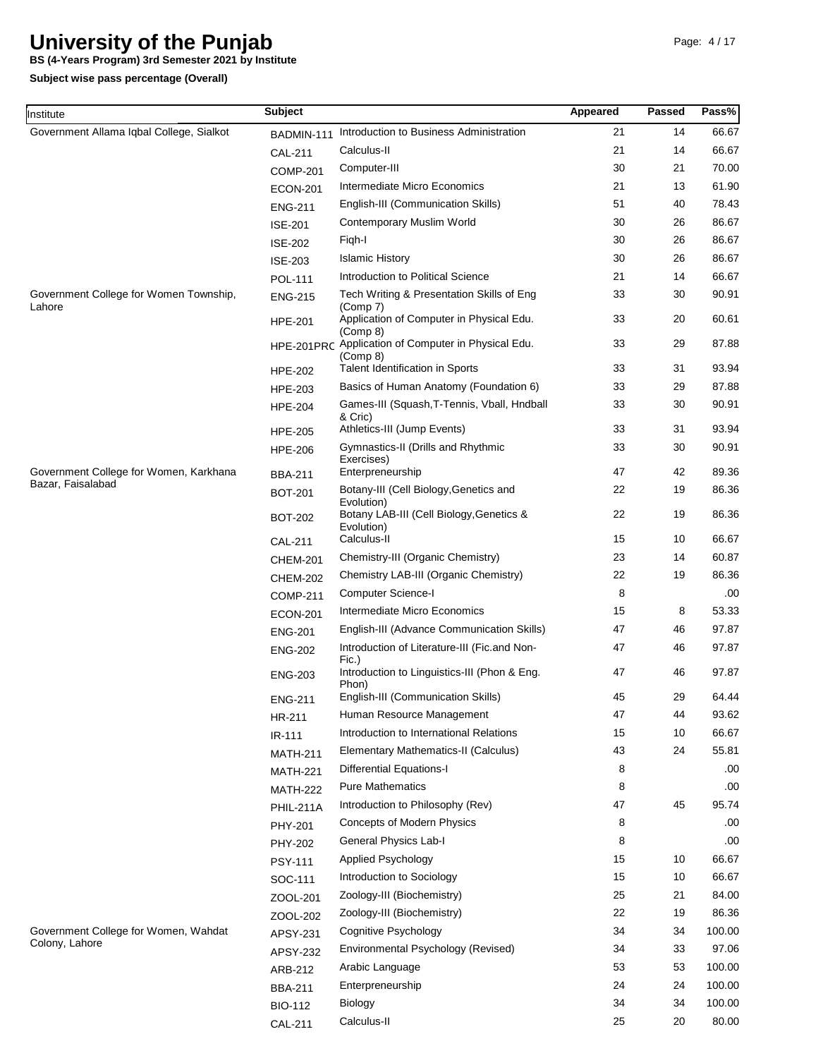# University of the Punjab

**BS (4-Years Program) 3rd Semester 2021 by Institute**

**Subject wise pass percentage (Overall)**

| Institute | Subject | | Appeared | Passed | Pass% |
|---|---|---|---|---|---|
| Government Allama Iqbal College, Sialkot | BADMIN-111 | Introduction to Business Administration | 21 | 14 | 66.67 |
| | CAL-211 | Calculus-II | 21 | 14 | 66.67 |
| | COMP-201 | Computer-III | 30 | 21 | 70.00 |
| | ECON-201 | Intermediate Micro Economics | 21 | 13 | 61.90 |
| | ENG-211 | English-III (Communication Skills) | 51 | 40 | 78.43 |
| | ISE-201 | Contemporary Muslim World | 30 | 26 | 86.67 |
| | ISE-202 | Fiqh-I | 30 | 26 | 86.67 |
| | ISE-203 | Islamic History | 30 | 26 | 86.67 |
| | POL-111 | Introduction to Political Science | 21 | 14 | 66.67 |
| Government College for Women Township, Lahore | ENG-215 | Tech Writing & Presentation Skills of Eng (Comp 7) | 33 | 30 | 90.91 |
| | HPE-201 | Application of Computer in Physical Edu. (Comp 8) | 33 | 20 | 60.61 |
| | HPE-201PRC | Application of Computer in Physical Edu. (Comp 8) | 33 | 29 | 87.88 |
| | HPE-202 | Talent Identification in Sports | 33 | 31 | 93.94 |
| | HPE-203 | Basics of Human Anatomy (Foundation 6) | 33 | 29 | 87.88 |
| | HPE-204 | Games-III (Squash,T-Tennis, Vball, Hndball & Cric) | 33 | 30 | 90.91 |
| | HPE-205 | Athletics-III (Jump Events) | 33 | 31 | 93.94 |
| | HPE-206 | Gymnastics-II (Drills and Rhythmic Exercises) | 33 | 30 | 90.91 |
| Government College for Women, Karkhana Bazar, Faisalabad | BBA-211 | Enterpreneurship | 47 | 42 | 89.36 |
| | BOT-201 | Botany-III (Cell Biology,Genetics and Evolution) | 22 | 19 | 86.36 |
| | BOT-202 | Botany LAB-III (Cell Biology,Genetics & Evolution) | 22 | 19 | 86.36 |
| | CAL-211 | Calculus-II | 15 | 10 | 66.67 |
| | CHEM-201 | Chemistry-III (Organic Chemistry) | 23 | 14 | 60.87 |
| | CHEM-202 | Chemistry LAB-III (Organic Chemistry) | 22 | 19 | 86.36 |
| | COMP-211 | Computer Science-I | 8 | | .00 |
| | ECON-201 | Intermediate Micro Economics | 15 | 8 | 53.33 |
| | ENG-201 | English-III (Advance Communication Skills) | 47 | 46 | 97.87 |
| | ENG-202 | Introduction of Literature-III (Fic.and Non-Fic.) | 47 | 46 | 97.87 |
| | ENG-203 | Introduction to Linguistics-III (Phon & Eng. Phon) | 47 | 46 | 97.87 |
| | ENG-211 | English-III (Communication Skills) | 45 | 29 | 64.44 |
| | HR-211 | Human Resource Management | 47 | 44 | 93.62 |
| | IR-111 | Introduction to International Relations | 15 | 10 | 66.67 |
| | MATH-211 | Elementary Mathematics-II (Calculus) | 43 | 24 | 55.81 |
| | MATH-221 | Differential Equations-I | 8 | | .00 |
| | MATH-222 | Pure Mathematics | 8 | | .00 |
| | PHIL-211A | Introduction to Philosophy (Rev) | 47 | 45 | 95.74 |
| | PHY-201 | Concepts of Modern Physics | 8 | | .00 |
| | PHY-202 | General Physics Lab-I | 8 | | .00 |
| | PSY-111 | Applied Psychology | 15 | 10 | 66.67 |
| | SOC-111 | Introduction to Sociology | 15 | 10 | 66.67 |
| | ZOOL-201 | Zoology-III (Biochemistry) | 25 | 21 | 84.00 |
| | ZOOL-202 | Zoology-III (Biochemistry) | 22 | 19 | 86.36 |
| Government College for Women, Wahdat Colony, Lahore | APSY-231 | Cognitive Psychology | 34 | 34 | 100.00 |
| | APSY-232 | Environmental Psychology (Revised) | 34 | 33 | 97.06 |
| | ARB-212 | Arabic Language | 53 | 53 | 100.00 |
| | BBA-211 | Enterpreneurship | 24 | 24 | 100.00 |
| | BIO-112 | Biology | 34 | 34 | 100.00 |
| | CAL-211 | Calculus-II | 25 | 20 | 80.00 |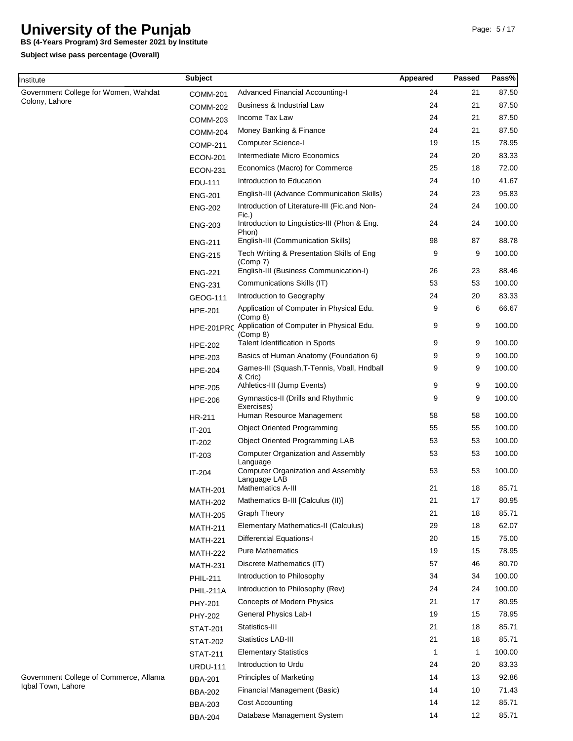# University of the Punjab

**BS (4-Years Program) 3rd Semester 2021 by Institute**

**Subject wise pass percentage (Overall)**

| Institute | Subject | | Appeared | Passed | Pass% |
|---|---|---|---|---|---|
| Government College for Women, Wahdat Colony, Lahore | COMM-201 | Advanced Financial Accounting-I | 24 | 21 | 87.50 |
| | COMM-202 | Business & Industrial Law | 24 | 21 | 87.50 |
| | COMM-203 | Income Tax Law | 24 | 21 | 87.50 |
| | COMM-204 | Money Banking & Finance | 24 | 21 | 87.50 |
| | COMP-211 | Computer Science-I | 19 | 15 | 78.95 |
| | ECON-201 | Intermediate Micro Economics | 24 | 20 | 83.33 |
| | ECON-231 | Economics (Macro) for Commerce | 25 | 18 | 72.00 |
| | EDU-111 | Introduction to Education | 24 | 10 | 41.67 |
| | ENG-201 | English-III (Advance Communication Skills) | 24 | 23 | 95.83 |
| | ENG-202 | Introduction of Literature-III (Fic.and Non-Fic.) | 24 | 24 | 100.00 |
| | ENG-203 | Introduction to Linguistics-III (Phon & Eng. Phon) | 24 | 24 | 100.00 |
| | ENG-211 | English-III (Communication Skills) | 98 | 87 | 88.78 |
| | ENG-215 | Tech Writing & Presentation Skills of Eng (Comp 7) | 9 | 9 | 100.00 |
| | ENG-221 | English-III (Business Communication-I) | 26 | 23 | 88.46 |
| | ENG-231 | Communications Skills (IT) | 53 | 53 | 100.00 |
| | GEOG-111 | Introduction to Geography | 24 | 20 | 83.33 |
| | HPE-201 | Application of Computer in Physical Edu. (Comp 8) | 9 | 6 | 66.67 |
| | HPE-201PRC | Application of Computer in Physical Edu. (Comp 8) | 9 | 9 | 100.00 |
| | HPE-202 | Talent Identification in Sports | 9 | 9 | 100.00 |
| | HPE-203 | Basics of Human Anatomy (Foundation 6) | 9 | 9 | 100.00 |
| | HPE-204 | Games-III (Squash,T-Tennis, Vball, Hndball & Cric) | 9 | 9 | 100.00 |
| | HPE-205 | Athletics-III (Jump Events) | 9 | 9 | 100.00 |
| | HPE-206 | Gymnastics-II (Drills and Rhythmic Exercises) | 9 | 9 | 100.00 |
| | HR-211 | Human Resource Management | 58 | 58 | 100.00 |
| | IT-201 | Object Oriented Programming | 55 | 55 | 100.00 |
| | IT-202 | Object Oriented Programming LAB | 53 | 53 | 100.00 |
| | IT-203 | Computer Organization and Assembly Language | 53 | 53 | 100.00 |
| | IT-204 | Computer Organization and Assembly Language LAB | 53 | 53 | 100.00 |
| | MATH-201 | Mathematics A-III | 21 | 18 | 85.71 |
| | MATH-202 | Mathematics B-III [Calculus (II)] | 21 | 17 | 80.95 |
| | MATH-205 | Graph Theory | 21 | 18 | 85.71 |
| | MATH-211 | Elementary Mathematics-II (Calculus) | 29 | 18 | 62.07 |
| | MATH-221 | Differential Equations-I | 20 | 15 | 75.00 |
| | MATH-222 | Pure Mathematics | 19 | 15 | 78.95 |
| | MATH-231 | Discrete Mathematics (IT) | 57 | 46 | 80.70 |
| | PHIL-211 | Introduction to Philosophy | 34 | 34 | 100.00 |
| | PHIL-211A | Introduction to Philosophy (Rev) | 24 | 24 | 100.00 |
| | PHY-201 | Concepts of Modern Physics | 21 | 17 | 80.95 |
| | PHY-202 | General Physics Lab-I | 19 | 15 | 78.95 |
| | STAT-201 | Statistics-III | 21 | 18 | 85.71 |
| | STAT-202 | Statistics LAB-III | 21 | 18 | 85.71 |
| | STAT-211 | Elementary Statistics | 1 | 1 | 100.00 |
| | URDU-111 | Introduction to Urdu | 24 | 20 | 83.33 |
| Government College of Commerce, Allama Iqbal Town, Lahore | BBA-201 | Principles of Marketing | 14 | 13 | 92.86 |
| | BBA-202 | Financial Management (Basic) | 14 | 10 | 71.43 |
| | BBA-203 | Cost Accounting | 14 | 12 | 85.71 |
| | BBA-204 | Database Management System | 14 | 12 | 85.71 |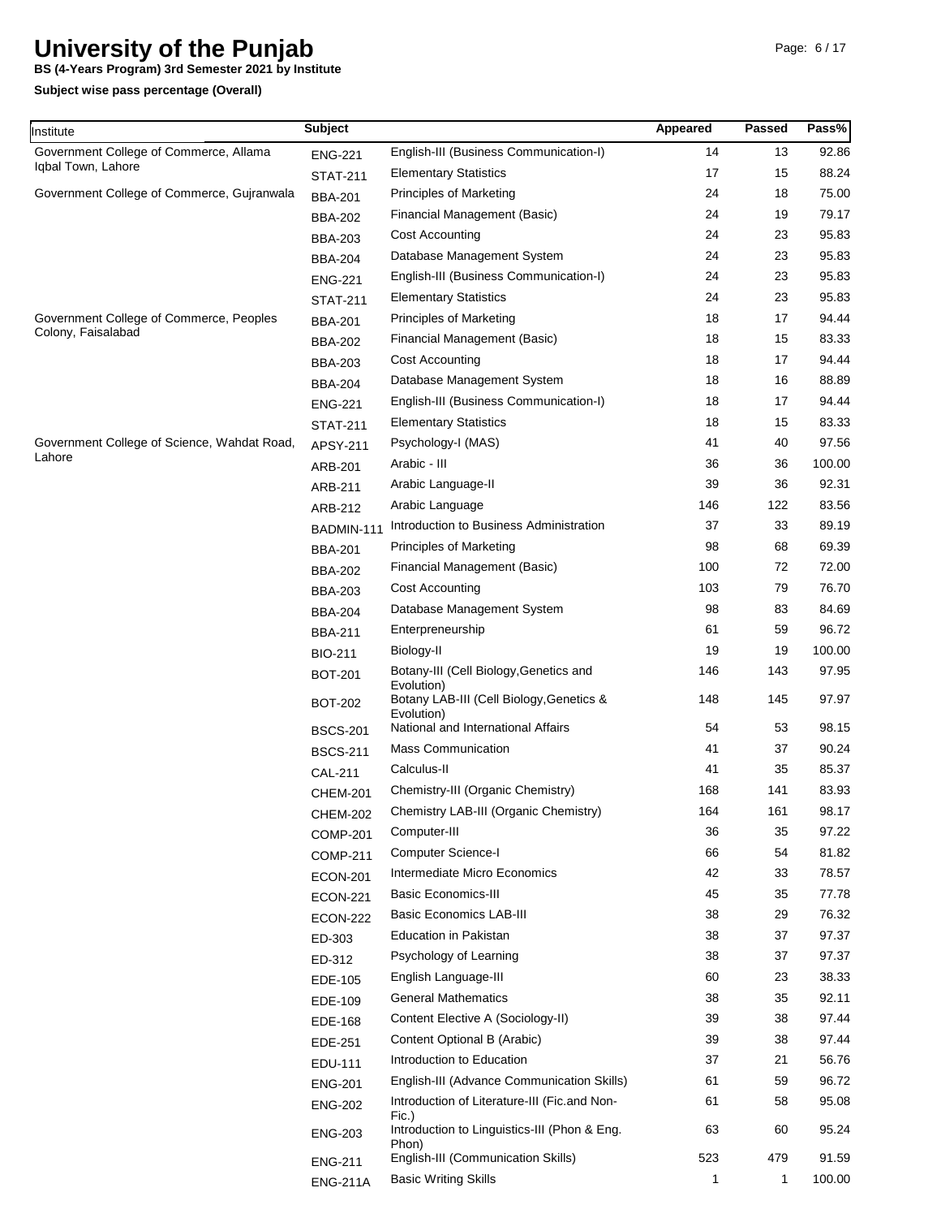# University of the Punjab

**BS (4-Years Program) 3rd Semester 2021 by Institute**

**Subject wise pass percentage (Overall)**

| Institute | Subject | | Appeared | Passed | Pass% |
|---|---|---|---|---|---|
| Government College of Commerce, Allama Iqbal Town, Lahore | ENG-221 | English-III (Business Communication-I) | 14 | 13 | 92.86 |
| | STAT-211 | Elementary Statistics | 17 | 15 | 88.24 |
| Government College of Commerce, Gujranwala | BBA-201 | Principles of Marketing | 24 | 18 | 75.00 |
| | BBA-202 | Financial Management (Basic) | 24 | 19 | 79.17 |
| | BBA-203 | Cost Accounting | 24 | 23 | 95.83 |
| | BBA-204 | Database Management System | 24 | 23 | 95.83 |
| | ENG-221 | English-III (Business Communication-I) | 24 | 23 | 95.83 |
| | STAT-211 | Elementary Statistics | 24 | 23 | 95.83 |
| Government College of Commerce, Peoples Colony, Faisalabad | BBA-201 | Principles of Marketing | 18 | 17 | 94.44 |
| | BBA-202 | Financial Management (Basic) | 18 | 15 | 83.33 |
| | BBA-203 | Cost Accounting | 18 | 17 | 94.44 |
| | BBA-204 | Database Management System | 18 | 16 | 88.89 |
| | ENG-221 | English-III (Business Communication-I) | 18 | 17 | 94.44 |
| | STAT-211 | Elementary Statistics | 18 | 15 | 83.33 |
| Government College of Science, Wahdat Road, Lahore | APSY-211 | Psychology-I (MAS) | 41 | 40 | 97.56 |
| | ARB-201 | Arabic - III | 36 | 36 | 100.00 |
| | ARB-211 | Arabic Language-II | 39 | 36 | 92.31 |
| | ARB-212 | Arabic Language | 146 | 122 | 83.56 |
| | BADMIN-111 | Introduction to Business Administration | 37 | 33 | 89.19 |
| | BBA-201 | Principles of Marketing | 98 | 68 | 69.39 |
| | BBA-202 | Financial Management (Basic) | 100 | 72 | 72.00 |
| | BBA-203 | Cost Accounting | 103 | 79 | 76.70 |
| | BBA-204 | Database Management System | 98 | 83 | 84.69 |
| | BBA-211 | Enterpreneurship | 61 | 59 | 96.72 |
| | BIO-211 | Biology-II | 19 | 19 | 100.00 |
| | BOT-201 | Botany-III (Cell Biology,Genetics and Evolution) | 146 | 143 | 97.95 |
| | BOT-202 | Botany LAB-III (Cell Biology,Genetics & Evolution) | 148 | 145 | 97.97 |
| | BSCS-201 | National and International Affairs | 54 | 53 | 98.15 |
| | BSCS-211 | Mass Communication | 41 | 37 | 90.24 |
| | CAL-211 | Calculus-II | 41 | 35 | 85.37 |
| | CHEM-201 | Chemistry-III (Organic Chemistry) | 168 | 141 | 83.93 |
| | CHEM-202 | Chemistry LAB-III (Organic Chemistry) | 164 | 161 | 98.17 |
| | COMP-201 | Computer-III | 36 | 35 | 97.22 |
| | COMP-211 | Computer Science-I | 66 | 54 | 81.82 |
| | ECON-201 | Intermediate Micro Economics | 42 | 33 | 78.57 |
| | ECON-221 | Basic Economics-III | 45 | 35 | 77.78 |
| | ECON-222 | Basic Economics LAB-III | 38 | 29 | 76.32 |
| | ED-303 | Education in Pakistan | 38 | 37 | 97.37 |
| | ED-312 | Psychology of Learning | 38 | 37 | 97.37 |
| | EDE-105 | English Language-III | 60 | 23 | 38.33 |
| | EDE-109 | General Mathematics | 38 | 35 | 92.11 |
| | EDE-168 | Content Elective A (Sociology-II) | 39 | 38 | 97.44 |
| | EDE-251 | Content Optional B (Arabic) | 39 | 38 | 97.44 |
| | EDU-111 | Introduction to Education | 37 | 21 | 56.76 |
| | ENG-201 | English-III (Advance Communication Skills) | 61 | 59 | 96.72 |
| | ENG-202 | Introduction of Literature-III (Fic.and Non-Fic.) | 61 | 58 | 95.08 |
| | ENG-203 | Introduction to Linguistics-III (Phon & Eng. Phon) | 63 | 60 | 95.24 |
| | ENG-211 | English-III (Communication Skills) | 523 | 479 | 91.59 |
| | ENG-211A | Basic Writing Skills | 1 | 1 | 100.00 |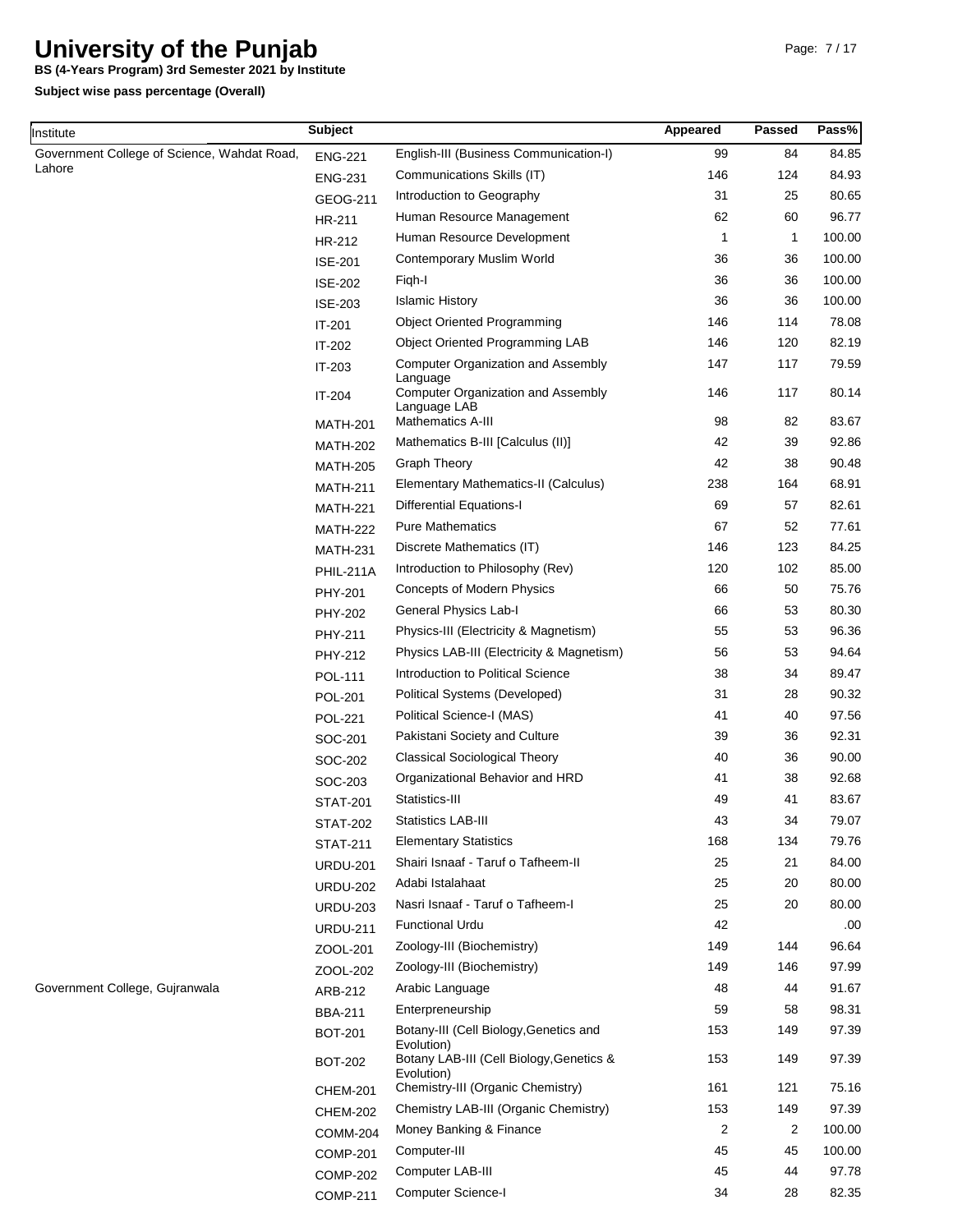# University of the Punjab

**BS (4-Years Program) 3rd Semester 2021 by Institute**

**Subject wise pass percentage (Overall)**

| Institute | Subject | | Appeared | Passed | Pass% |
|---|---|---|---|---|---|
| Government College of Science, Wahdat Road, Lahore | ENG-221 | English-III (Business Communication-I) | 99 | 84 | 84.85 |
| | ENG-231 | Communications Skills (IT) | 146 | 124 | 84.93 |
| | GEOG-211 | Introduction to Geography | 31 | 25 | 80.65 |
| | HR-211 | Human Resource Management | 62 | 60 | 96.77 |
| | HR-212 | Human Resource Development | 1 | 1 | 100.00 |
| | ISE-201 | Contemporary Muslim World | 36 | 36 | 100.00 |
| | ISE-202 | Fiqh-I | 36 | 36 | 100.00 |
| | ISE-203 | Islamic History | 36 | 36 | 100.00 |
| | IT-201 | Object Oriented Programming | 146 | 114 | 78.08 |
| | IT-202 | Object Oriented Programming LAB | 146 | 120 | 82.19 |
| | IT-203 | Computer Organization and Assembly Language | 147 | 117 | 79.59 |
| | IT-204 | Computer Organization and Assembly Language LAB | 146 | 117 | 80.14 |
| | MATH-201 | Mathematics A-III | 98 | 82 | 83.67 |
| | MATH-202 | Mathematics B-III [Calculus (II)] | 42 | 39 | 92.86 |
| | MATH-205 | Graph Theory | 42 | 38 | 90.48 |
| | MATH-211 | Elementary Mathematics-II (Calculus) | 238 | 164 | 68.91 |
| | MATH-221 | Differential Equations-I | 69 | 57 | 82.61 |
| | MATH-222 | Pure Mathematics | 67 | 52 | 77.61 |
| | MATH-231 | Discrete Mathematics (IT) | 146 | 123 | 84.25 |
| | PHIL-211A | Introduction to Philosophy (Rev) | 120 | 102 | 85.00 |
| | PHY-201 | Concepts of Modern Physics | 66 | 50 | 75.76 |
| | PHY-202 | General Physics Lab-I | 66 | 53 | 80.30 |
| | PHY-211 | Physics-III (Electricity & Magnetism) | 55 | 53 | 96.36 |
| | PHY-212 | Physics LAB-III (Electricity & Magnetism) | 56 | 53 | 94.64 |
| | POL-111 | Introduction to Political Science | 38 | 34 | 89.47 |
| | POL-201 | Political Systems (Developed) | 31 | 28 | 90.32 |
| | POL-221 | Political Science-I (MAS) | 41 | 40 | 97.56 |
| | SOC-201 | Pakistani Society and Culture | 39 | 36 | 92.31 |
| | SOC-202 | Classical Sociological Theory | 40 | 36 | 90.00 |
| | SOC-203 | Organizational Behavior and HRD | 41 | 38 | 92.68 |
| | STAT-201 | Statistics-III | 49 | 41 | 83.67 |
| | STAT-202 | Statistics LAB-III | 43 | 34 | 79.07 |
| | STAT-211 | Elementary Statistics | 168 | 134 | 79.76 |
| | URDU-201 | Shairi Isnaaf - Taruf o Tafheem-II | 25 | 21 | 84.00 |
| | URDU-202 | Adabi Istalahaat | 25 | 20 | 80.00 |
| | URDU-203 | Nasri Isnaaf - Taruf o Tafheem-I | 25 | 20 | 80.00 |
| | URDU-211 | Functional Urdu | 42 | | .00 |
| | ZOOL-201 | Zoology-III (Biochemistry) | 149 | 144 | 96.64 |
| | ZOOL-202 | Zoology-III (Biochemistry) | 149 | 146 | 97.99 |
| Government College, Gujranwala | ARB-212 | Arabic Language | 48 | 44 | 91.67 |
| | BBA-211 | Enterpreneurship | 59 | 58 | 98.31 |
| | BOT-201 | Botany-III (Cell Biology,Genetics and Evolution) | 153 | 149 | 97.39 |
| | BOT-202 | Botany LAB-III (Cell Biology,Genetics & Evolution) | 153 | 149 | 97.39 |
| | CHEM-201 | Chemistry-III (Organic Chemistry) | 161 | 121 | 75.16 |
| | CHEM-202 | Chemistry LAB-III (Organic Chemistry) | 153 | 149 | 97.39 |
| | COMM-204 | Money Banking & Finance | 2 | 2 | 100.00 |
| | COMP-201 | Computer-III | 45 | 45 | 100.00 |
| | COMP-202 | Computer LAB-III | 45 | 44 | 97.78 |
| | COMP-211 | Computer Science-I | 34 | 28 | 82.35 |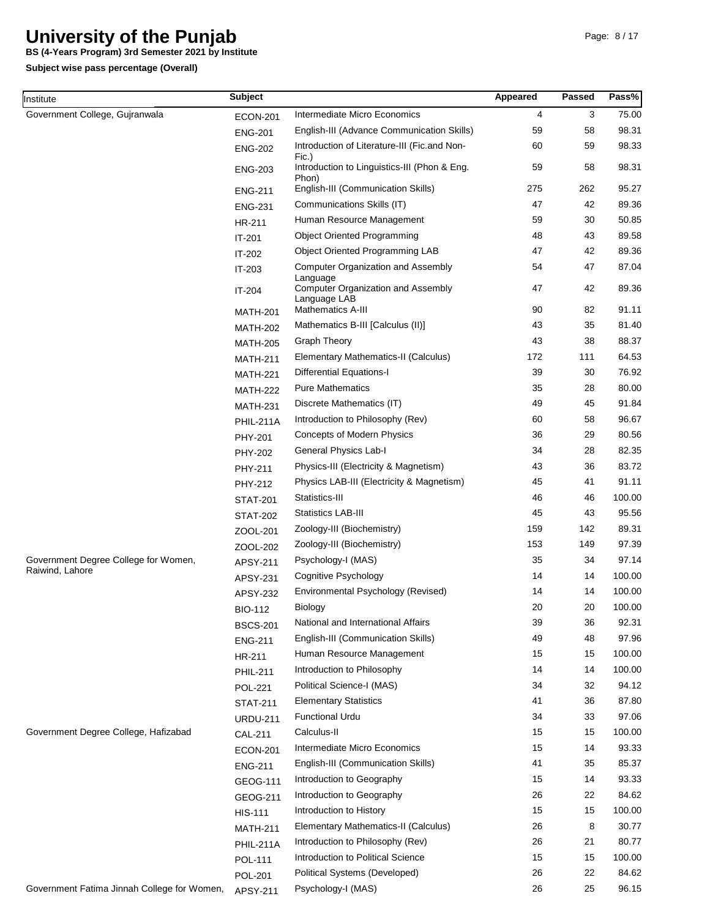# University of the Punjab

**BS (4-Years Program) 3rd Semester 2021 by Institute**

**Subject wise pass percentage (Overall)**

| Institute | Subject | | Appeared | Passed | Pass% |
|---|---|---|---|---|---|
| Government College, Gujranwala | ECON-201 | Intermediate Micro Economics | 4 | 3 | 75.00 |
| | ENG-201 | English-III (Advance Communication Skills) | 59 | 58 | 98.31 |
| | ENG-202 | Introduction of Literature-III (Fic.and Non-Fic.) | 60 | 59 | 98.33 |
| | ENG-203 | Introduction to Linguistics-III (Phon & Eng. Phon) | 59 | 58 | 98.31 |
| | ENG-211 | English-III (Communication Skills) | 275 | 262 | 95.27 |
| | ENG-231 | Communications Skills (IT) | 47 | 42 | 89.36 |
| | HR-211 | Human Resource Management | 59 | 30 | 50.85 |
| | IT-201 | Object Oriented Programming | 48 | 43 | 89.58 |
| | IT-202 | Object Oriented Programming LAB | 47 | 42 | 89.36 |
| | IT-203 | Computer Organization and Assembly Language | 54 | 47 | 87.04 |
| | IT-204 | Computer Organization and Assembly Language LAB | 47 | 42 | 89.36 |
| | MATH-201 | Mathematics A-III | 90 | 82 | 91.11 |
| | MATH-202 | Mathematics B-III [Calculus (II)] | 43 | 35 | 81.40 |
| | MATH-205 | Graph Theory | 43 | 38 | 88.37 |
| | MATH-211 | Elementary Mathematics-II (Calculus) | 172 | 111 | 64.53 |
| | MATH-221 | Differential Equations-I | 39 | 30 | 76.92 |
| | MATH-222 | Pure Mathematics | 35 | 28 | 80.00 |
| | MATH-231 | Discrete Mathematics (IT) | 49 | 45 | 91.84 |
| | PHIL-211A | Introduction to Philosophy (Rev) | 60 | 58 | 96.67 |
| | PHY-201 | Concepts of Modern Physics | 36 | 29 | 80.56 |
| | PHY-202 | General Physics Lab-I | 34 | 28 | 82.35 |
| | PHY-211 | Physics-III (Electricity & Magnetism) | 43 | 36 | 83.72 |
| | PHY-212 | Physics LAB-III (Electricity & Magnetism) | 45 | 41 | 91.11 |
| | STAT-201 | Statistics-III | 46 | 46 | 100.00 |
| | STAT-202 | Statistics LAB-III | 45 | 43 | 95.56 |
| | ZOOL-201 | Zoology-III (Biochemistry) | 159 | 142 | 89.31 |
| | ZOOL-202 | Zoology-III (Biochemistry) | 153 | 149 | 97.39 |
| Government Degree College for Women, Raiwind, Lahore | APSY-211 | Psychology-I (MAS) | 35 | 34 | 97.14 |
| | APSY-231 | Cognitive Psychology | 14 | 14 | 100.00 |
| | APSY-232 | Environmental Psychology (Revised) | 14 | 14 | 100.00 |
| | BIO-112 | Biology | 20 | 20 | 100.00 |
| | BSCS-201 | National and International Affairs | 39 | 36 | 92.31 |
| | ENG-211 | English-III (Communication Skills) | 49 | 48 | 97.96 |
| | HR-211 | Human Resource Management | 15 | 15 | 100.00 |
| | PHIL-211 | Introduction to Philosophy | 14 | 14 | 100.00 |
| | POL-221 | Political Science-I (MAS) | 34 | 32 | 94.12 |
| | STAT-211 | Elementary Statistics | 41 | 36 | 87.80 |
| | URDU-211 | Functional Urdu | 34 | 33 | 97.06 |
| Government Degree College, Hafizabad | CAL-211 | Calculus-II | 15 | 15 | 100.00 |
| | ECON-201 | Intermediate Micro Economics | 15 | 14 | 93.33 |
| | ENG-211 | English-III (Communication Skills) | 41 | 35 | 85.37 |
| | GEOG-111 | Introduction to Geography | 15 | 14 | 93.33 |
| | GEOG-211 | Introduction to Geography | 26 | 22 | 84.62 |
| | HIS-111 | Introduction to History | 15 | 15 | 100.00 |
| | MATH-211 | Elementary Mathematics-II (Calculus) | 26 | 8 | 30.77 |
| | PHIL-211A | Introduction to Philosophy (Rev) | 26 | 21 | 80.77 |
| | POL-111 | Introduction to Political Science | 15 | 15 | 100.00 |
| | POL-201 | Political Systems (Developed) | 26 | 22 | 84.62 |
| Government Fatima Jinnah College for Women, | APSY-211 | Psychology-I (MAS) | 26 | 25 | 96.15 |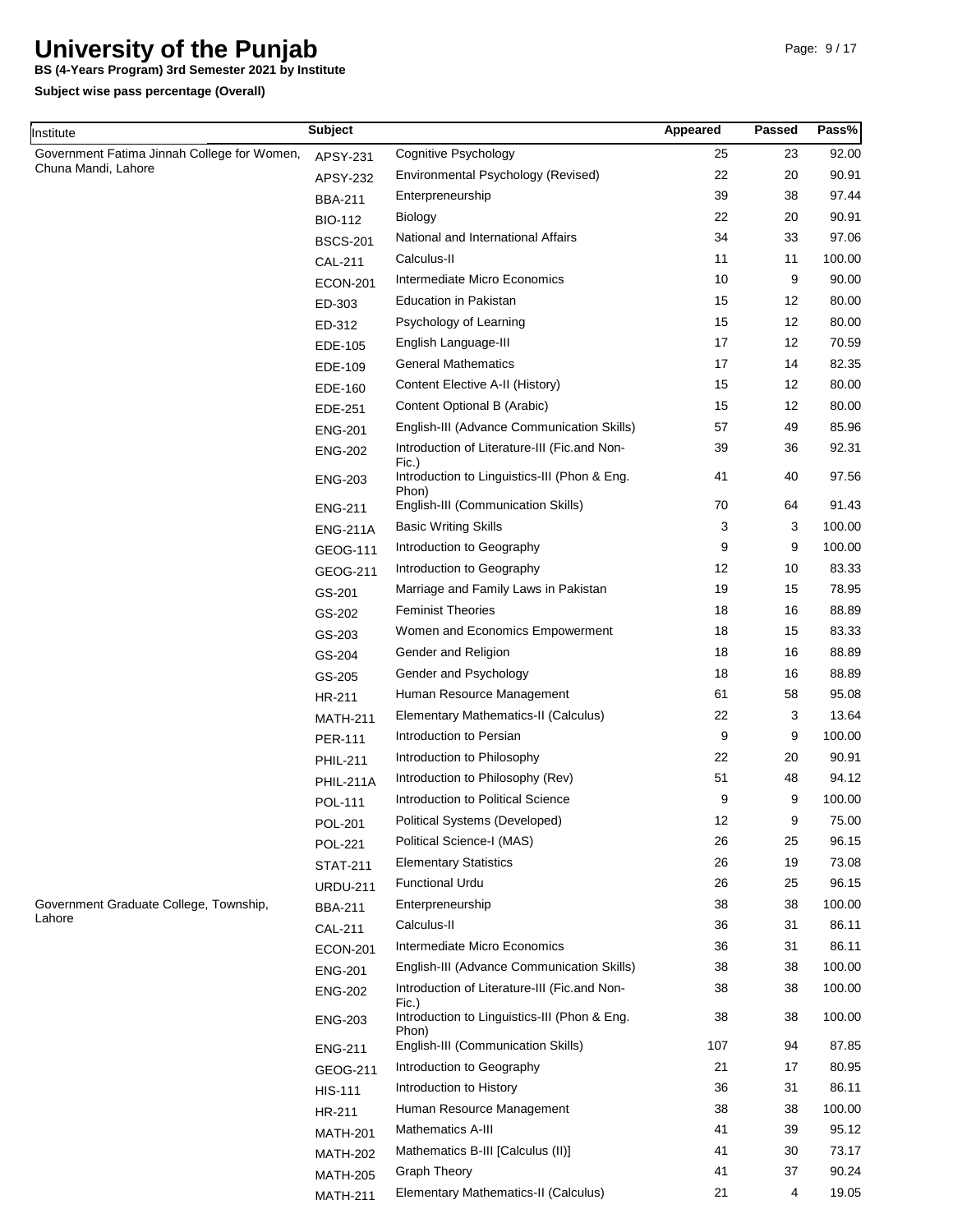# University of the Punjab

**BS (4-Years Program) 3rd Semester 2021 by Institute**

**Subject wise pass percentage (Overall)**

| Institute | Subject | | Appeared | Passed | Pass% |
|---|---|---|---|---|---|
| Government Fatima Jinnah College for Women, Chuna Mandi, Lahore | APSY-231 | Cognitive Psychology | 25 | 23 | 92.00 |
| | APSY-232 | Environmental Psychology (Revised) | 22 | 20 | 90.91 |
| | BBA-211 | Enterpreneurship | 39 | 38 | 97.44 |
| | BIO-112 | Biology | 22 | 20 | 90.91 |
| | BSCS-201 | National and International Affairs | 34 | 33 | 97.06 |
| | CAL-211 | Calculus-II | 11 | 11 | 100.00 |
| | ECON-201 | Intermediate Micro Economics | 10 | 9 | 90.00 |
| | ED-303 | Education in Pakistan | 15 | 12 | 80.00 |
| | ED-312 | Psychology of Learning | 15 | 12 | 80.00 |
| | EDE-105 | English Language-III | 17 | 12 | 70.59 |
| | EDE-109 | General Mathematics | 17 | 14 | 82.35 |
| | EDE-160 | Content Elective A-II (History) | 15 | 12 | 80.00 |
| | EDE-251 | Content Optional B (Arabic) | 15 | 12 | 80.00 |
| | ENG-201 | English-III (Advance Communication Skills) | 57 | 49 | 85.96 |
| | ENG-202 | Introduction of Literature-III (Fic.and Non-Fic.) | 39 | 36 | 92.31 |
| | ENG-203 | Introduction to Linguistics-III (Phon & Eng. Phon) | 41 | 40 | 97.56 |
| | ENG-211 | English-III (Communication Skills) | 70 | 64 | 91.43 |
| | ENG-211A | Basic Writing Skills | 3 | 3 | 100.00 |
| | GEOG-111 | Introduction to Geography | 9 | 9 | 100.00 |
| | GEOG-211 | Introduction to Geography | 12 | 10 | 83.33 |
| | GS-201 | Marriage and Family Laws in Pakistan | 19 | 15 | 78.95 |
| | GS-202 | Feminist Theories | 18 | 16 | 88.89 |
| | GS-203 | Women and Economics Empowerment | 18 | 15 | 83.33 |
| | GS-204 | Gender and Religion | 18 | 16 | 88.89 |
| | GS-205 | Gender and Psychology | 18 | 16 | 88.89 |
| | HR-211 | Human Resource Management | 61 | 58 | 95.08 |
| | MATH-211 | Elementary Mathematics-II (Calculus) | 22 | 3 | 13.64 |
| | PER-111 | Introduction to Persian | 9 | 9 | 100.00 |
| | PHIL-211 | Introduction to Philosophy | 22 | 20 | 90.91 |
| | PHIL-211A | Introduction to Philosophy (Rev) | 51 | 48 | 94.12 |
| | POL-111 | Introduction to Political Science | 9 | 9 | 100.00 |
| | POL-201 | Political Systems (Developed) | 12 | 9 | 75.00 |
| | POL-221 | Political Science-I (MAS) | 26 | 25 | 96.15 |
| | STAT-211 | Elementary Statistics | 26 | 19 | 73.08 |
| | URDU-211 | Functional Urdu | 26 | 25 | 96.15 |
| Government Graduate College, Township, Lahore | BBA-211 | Enterpreneurship | 38 | 38 | 100.00 |
| | CAL-211 | Calculus-II | 36 | 31 | 86.11 |
| | ECON-201 | Intermediate Micro Economics | 36 | 31 | 86.11 |
| | ENG-201 | English-III (Advance Communication Skills) | 38 | 38 | 100.00 |
| | ENG-202 | Introduction of Literature-III (Fic.and Non-Fic.) | 38 | 38 | 100.00 |
| | ENG-203 | Introduction to Linguistics-III (Phon & Eng. Phon) | 38 | 38 | 100.00 |
| | ENG-211 | English-III (Communication Skills) | 107 | 94 | 87.85 |
| | GEOG-211 | Introduction to Geography | 21 | 17 | 80.95 |
| | HIS-111 | Introduction to History | 36 | 31 | 86.11 |
| | HR-211 | Human Resource Management | 38 | 38 | 100.00 |
| | MATH-201 | Mathematics A-III | 41 | 39 | 95.12 |
| | MATH-202 | Mathematics B-III [Calculus (II)] | 41 | 30 | 73.17 |
| | MATH-205 | Graph Theory | 41 | 37 | 90.24 |
| | MATH-211 | Elementary Mathematics-II (Calculus) | 21 | 4 | 19.05 |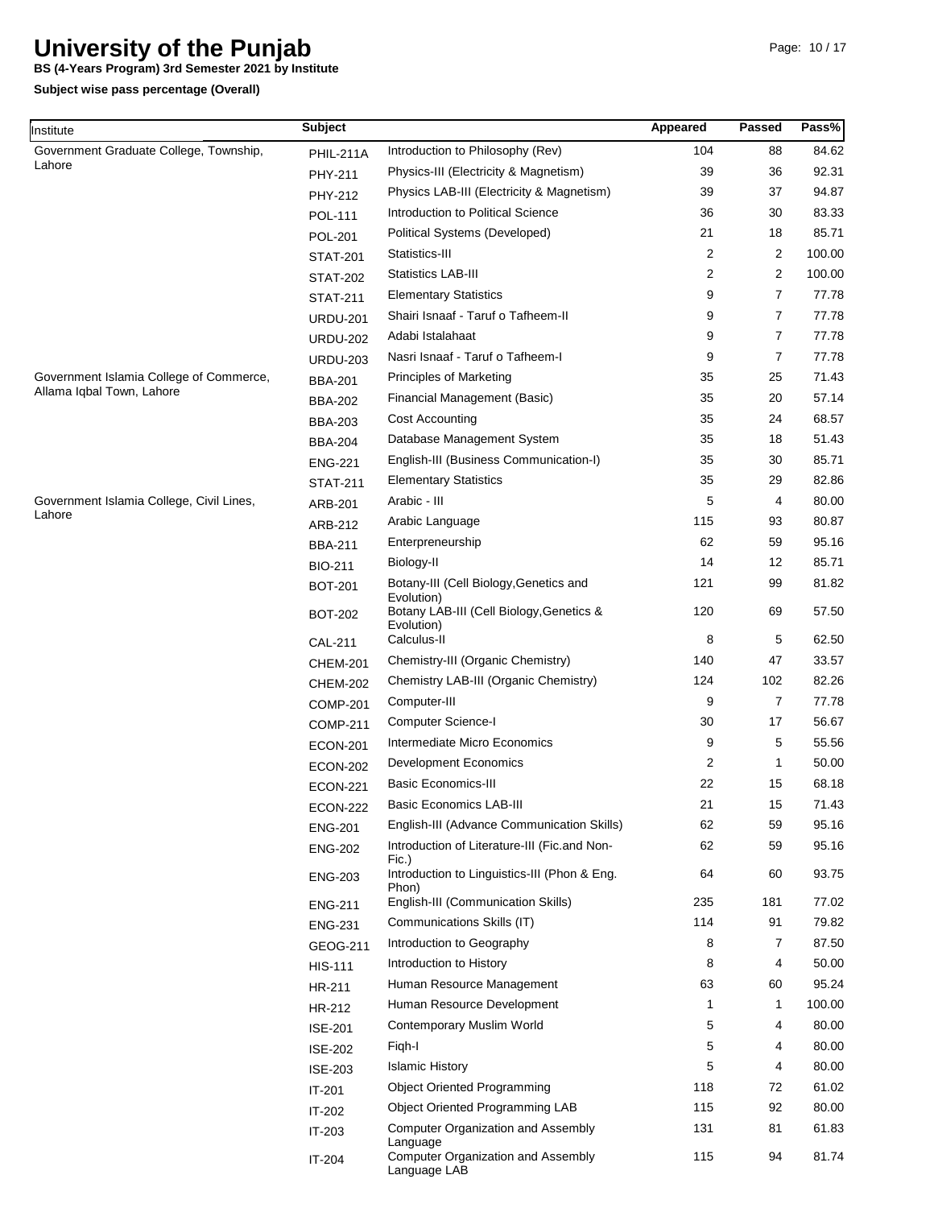# University of the Punjab

**BS (4-Years Program) 3rd Semester 2021 by Institute**

**Subject wise pass percentage (Overall)**

| Institute | Subject | | Appeared | Passed | Pass% |
|---|---|---|---|---|---|
| Government Graduate College, Township, Lahore | PHIL-211A | Introduction to Philosophy (Rev) | 104 | 88 | 84.62 |
| | PHY-211 | Physics-III (Electricity & Magnetism) | 39 | 36 | 92.31 |
| | PHY-212 | Physics LAB-III (Electricity & Magnetism) | 39 | 37 | 94.87 |
| | POL-111 | Introduction to Political Science | 36 | 30 | 83.33 |
| | POL-201 | Political Systems (Developed) | 21 | 18 | 85.71 |
| | STAT-201 | Statistics-III | 2 | 2 | 100.00 |
| | STAT-202 | Statistics LAB-III | 2 | 2 | 100.00 |
| | STAT-211 | Elementary Statistics | 9 | 7 | 77.78 |
| | URDU-201 | Shairi Isnaaf - Taruf o Tafheem-II | 9 | 7 | 77.78 |
| | URDU-202 | Adabi Istalahaat | 9 | 7 | 77.78 |
| | URDU-203 | Nasri Isnaaf - Taruf o Tafheem-I | 9 | 7 | 77.78 |
| Government Islamia College of Commerce, Allama Iqbal Town, Lahore | BBA-201 | Principles of Marketing | 35 | 25 | 71.43 |
| | BBA-202 | Financial Management (Basic) | 35 | 20 | 57.14 |
| | BBA-203 | Cost Accounting | 35 | 24 | 68.57 |
| | BBA-204 | Database Management System | 35 | 18 | 51.43 |
| | ENG-221 | English-III (Business Communication-I) | 35 | 30 | 85.71 |
| | STAT-211 | Elementary Statistics | 35 | 29 | 82.86 |
| Government Islamia College, Civil Lines, Lahore | ARB-201 | Arabic - III | 5 | 4 | 80.00 |
| | ARB-212 | Arabic Language | 115 | 93 | 80.87 |
| | BBA-211 | Enterpreneurship | 62 | 59 | 95.16 |
| | BIO-211 | Biology-II | 14 | 12 | 85.71 |
| | BOT-201 | Botany-III (Cell Biology,Genetics and Evolution) | 121 | 99 | 81.82 |
| | BOT-202 | Botany LAB-III (Cell Biology,Genetics & Evolution) | 120 | 69 | 57.50 |
| | CAL-211 | Calculus-II | 8 | 5 | 62.50 |
| | CHEM-201 | Chemistry-III (Organic Chemistry) | 140 | 47 | 33.57 |
| | CHEM-202 | Chemistry LAB-III (Organic Chemistry) | 124 | 102 | 82.26 |
| | COMP-201 | Computer-III | 9 | 7 | 77.78 |
| | COMP-211 | Computer Science-I | 30 | 17 | 56.67 |
| | ECON-201 | Intermediate Micro Economics | 9 | 5 | 55.56 |
| | ECON-202 | Development Economics | 2 | 1 | 50.00 |
| | ECON-221 | Basic Economics-III | 22 | 15 | 68.18 |
| | ECON-222 | Basic Economics LAB-III | 21 | 15 | 71.43 |
| | ENG-201 | English-III (Advance Communication Skills) | 62 | 59 | 95.16 |
| | ENG-202 | Introduction of Literature-III (Fic.and Non-Fic.) | 62 | 59 | 95.16 |
| | ENG-203 | Introduction to Linguistics-III (Phon & Eng. Phon) | 64 | 60 | 93.75 |
| | ENG-211 | English-III (Communication Skills) | 235 | 181 | 77.02 |
| | ENG-231 | Communications Skills (IT) | 114 | 91 | 79.82 |
| | GEOG-211 | Introduction to Geography | 8 | 7 | 87.50 |
| | HIS-111 | Introduction to History | 8 | 4 | 50.00 |
| | HR-211 | Human Resource Management | 63 | 60 | 95.24 |
| | HR-212 | Human Resource Development | 1 | 1 | 100.00 |
| | ISE-201 | Contemporary Muslim World | 5 | 4 | 80.00 |
| | ISE-202 | Fiqh-I | 5 | 4 | 80.00 |
| | ISE-203 | Islamic History | 5 | 4 | 80.00 |
| | IT-201 | Object Oriented Programming | 118 | 72 | 61.02 |
| | IT-202 | Object Oriented Programming LAB | 115 | 92 | 80.00 |
| | IT-203 | Computer Organization and Assembly Language | 131 | 81 | 61.83 |
| | IT-204 | Computer Organization and Assembly Language LAB | 115 | 94 | 81.74 |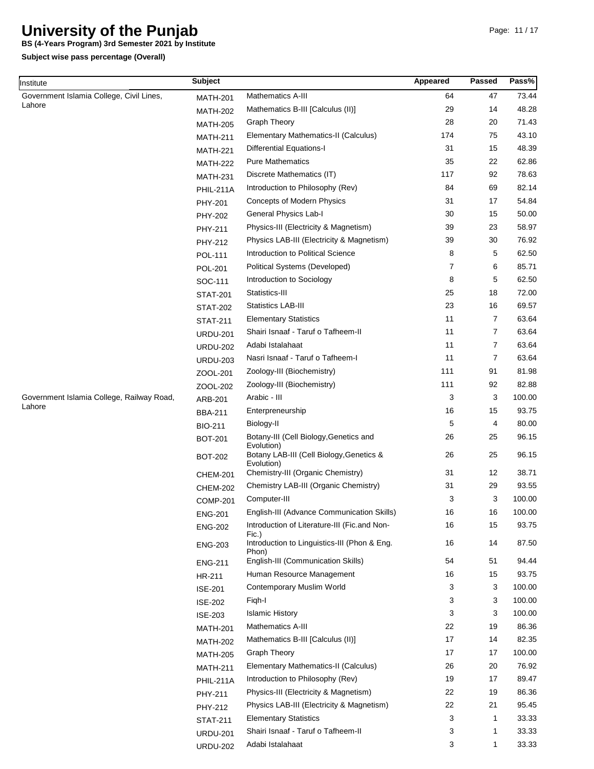# University of the Punjab

**BS (4-Years Program) 3rd Semester 2021 by Institute**

**Subject wise pass percentage (Overall)**

| Institute | Subject | | Appeared | Passed | Pass% |
|---|---|---|---|---|---|
| Government Islamia College, Civil Lines, Lahore | MATH-201 | Mathematics A-III | 64 | 47 | 73.44 |
| | MATH-202 | Mathematics B-III [Calculus (II)] | 29 | 14 | 48.28 |
| | MATH-205 | Graph Theory | 28 | 20 | 71.43 |
| | MATH-211 | Elementary Mathematics-II (Calculus) | 174 | 75 | 43.10 |
| | MATH-221 | Differential Equations-I | 31 | 15 | 48.39 |
| | MATH-222 | Pure Mathematics | 35 | 22 | 62.86 |
| | MATH-231 | Discrete Mathematics (IT) | 117 | 92 | 78.63 |
| | PHIL-211A | Introduction to Philosophy (Rev) | 84 | 69 | 82.14 |
| | PHY-201 | Concepts of Modern Physics | 31 | 17 | 54.84 |
| | PHY-202 | General Physics Lab-I | 30 | 15 | 50.00 |
| | PHY-211 | Physics-III (Electricity & Magnetism) | 39 | 23 | 58.97 |
| | PHY-212 | Physics LAB-III (Electricity & Magnetism) | 39 | 30 | 76.92 |
| | POL-111 | Introduction to Political Science | 8 | 5 | 62.50 |
| | POL-201 | Political Systems (Developed) | 7 | 6 | 85.71 |
| | SOC-111 | Introduction to Sociology | 8 | 5 | 62.50 |
| | STAT-201 | Statistics-III | 25 | 18 | 72.00 |
| | STAT-202 | Statistics LAB-III | 23 | 16 | 69.57 |
| | STAT-211 | Elementary Statistics | 11 | 7 | 63.64 |
| | URDU-201 | Shairi Isnaaf - Taruf o Tafheem-II | 11 | 7 | 63.64 |
| | URDU-202 | Adabi Istalahaat | 11 | 7 | 63.64 |
| | URDU-203 | Nasri Isnaaf - Taruf o Tafheem-I | 11 | 7 | 63.64 |
| | ZOOL-201 | Zoology-III (Biochemistry) | 111 | 91 | 81.98 |
| | ZOOL-202 | Zoology-III (Biochemistry) | 111 | 92 | 82.88 |
| Government Islamia College, Railway Road, Lahore | ARB-201 | Arabic - III | 3 | 3 | 100.00 |
| | BBA-211 | Enterpreneurship | 16 | 15 | 93.75 |
| | BIO-211 | Biology-II | 5 | 4 | 80.00 |
| | BOT-201 | Botany-III (Cell Biology,Genetics and Evolution) | 26 | 25 | 96.15 |
| | BOT-202 | Botany LAB-III (Cell Biology,Genetics & Evolution) | 26 | 25 | 96.15 |
| | CHEM-201 | Chemistry-III (Organic Chemistry) | 31 | 12 | 38.71 |
| | CHEM-202 | Chemistry LAB-III (Organic Chemistry) | 31 | 29 | 93.55 |
| | COMP-201 | Computer-III | 3 | 3 | 100.00 |
| | ENG-201 | English-III (Advance Communication Skills) | 16 | 16 | 100.00 |
| | ENG-202 | Introduction of Literature-III (Fic.and Non-Fic.) | 16 | 15 | 93.75 |
| | ENG-203 | Introduction to Linguistics-III (Phon & Eng. Phon) | 16 | 14 | 87.50 |
| | ENG-211 | English-III (Communication Skills) | 54 | 51 | 94.44 |
| | HR-211 | Human Resource Management | 16 | 15 | 93.75 |
| | ISE-201 | Contemporary Muslim World | 3 | 3 | 100.00 |
| | ISE-202 | Fiqh-I | 3 | 3 | 100.00 |
| | ISE-203 | Islamic History | 3 | 3 | 100.00 |
| | MATH-201 | Mathematics A-III | 22 | 19 | 86.36 |
| | MATH-202 | Mathematics B-III [Calculus (II)] | 17 | 14 | 82.35 |
| | MATH-205 | Graph Theory | 17 | 17 | 100.00 |
| | MATH-211 | Elementary Mathematics-II (Calculus) | 26 | 20 | 76.92 |
| | PHIL-211A | Introduction to Philosophy (Rev) | 19 | 17 | 89.47 |
| | PHY-211 | Physics-III (Electricity & Magnetism) | 22 | 19 | 86.36 |
| | PHY-212 | Physics LAB-III (Electricity & Magnetism) | 22 | 21 | 95.45 |
| | STAT-211 | Elementary Statistics | 3 | 1 | 33.33 |
| | URDU-201 | Shairi Isnaaf - Taruf o Tafheem-II | 3 | 1 | 33.33 |
| | URDU-202 | Adabi Istalahaat | 3 | 1 | 33.33 |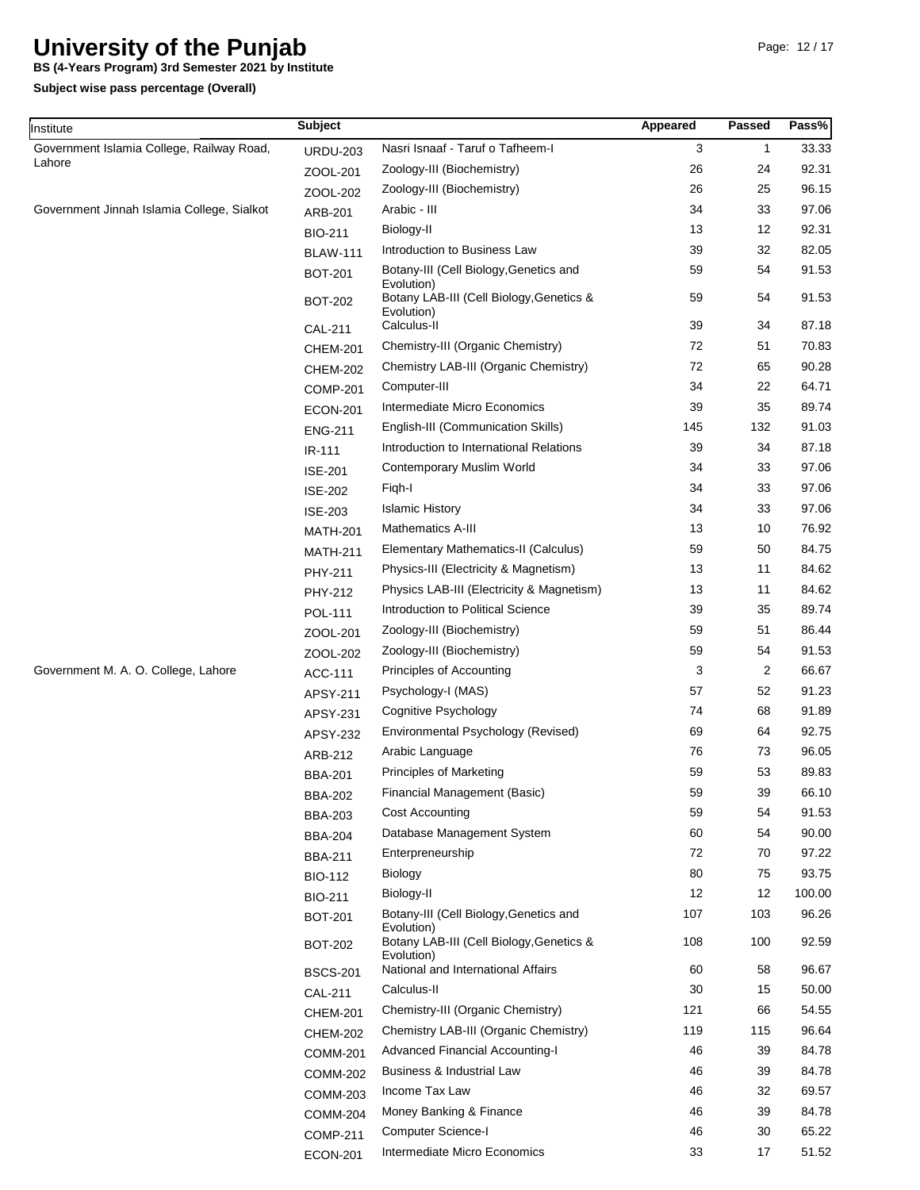# University of the Punjab

**BS (4-Years Program) 3rd Semester 2021 by Institute**

**Subject wise pass percentage (Overall)**

| Institute | Subject | | Appeared | Passed | Pass% |
|---|---|---|---|---|---|
| Government Islamia College, Railway Road, Lahore | URDU-203 | Nasri Isnaaf - Taruf o Tafheem-I | 3 | 1 | 33.33 |
| | ZOOL-201 | Zoology-III (Biochemistry) | 26 | 24 | 92.31 |
| | ZOOL-202 | Zoology-III (Biochemistry) | 26 | 25 | 96.15 |
| Government Jinnah Islamia College, Sialkot | ARB-201 | Arabic - III | 34 | 33 | 97.06 |
| | BIO-211 | Biology-II | 13 | 12 | 92.31 |
| | BLAW-111 | Introduction to Business Law | 39 | 32 | 82.05 |
| | BOT-201 | Botany-III (Cell Biology,Genetics and Evolution) | 59 | 54 | 91.53 |
| | BOT-202 | Botany LAB-III (Cell Biology,Genetics & Evolution) | 59 | 54 | 91.53 |
| | CAL-211 | Calculus-II | 39 | 34 | 87.18 |
| | CHEM-201 | Chemistry-III (Organic Chemistry) | 72 | 51 | 70.83 |
| | CHEM-202 | Chemistry LAB-III (Organic Chemistry) | 72 | 65 | 90.28 |
| | COMP-201 | Computer-III | 34 | 22 | 64.71 |
| | ECON-201 | Intermediate Micro Economics | 39 | 35 | 89.74 |
| | ENG-211 | English-III (Communication Skills) | 145 | 132 | 91.03 |
| | IR-111 | Introduction to International Relations | 39 | 34 | 87.18 |
| | ISE-201 | Contemporary Muslim World | 34 | 33 | 97.06 |
| | ISE-202 | Fiqh-I | 34 | 33 | 97.06 |
| | ISE-203 | Islamic History | 34 | 33 | 97.06 |
| | MATH-201 | Mathematics A-III | 13 | 10 | 76.92 |
| | MATH-211 | Elementary Mathematics-II (Calculus) | 59 | 50 | 84.75 |
| | PHY-211 | Physics-III (Electricity & Magnetism) | 13 | 11 | 84.62 |
| | PHY-212 | Physics LAB-III (Electricity & Magnetism) | 13 | 11 | 84.62 |
| | POL-111 | Introduction to Political Science | 39 | 35 | 89.74 |
| | ZOOL-201 | Zoology-III (Biochemistry) | 59 | 51 | 86.44 |
| | ZOOL-202 | Zoology-III (Biochemistry) | 59 | 54 | 91.53 |
| Government M. A. O. College, Lahore | ACC-111 | Principles of Accounting | 3 | 2 | 66.67 |
| | APSY-211 | Psychology-I (MAS) | 57 | 52 | 91.23 |
| | APSY-231 | Cognitive Psychology | 74 | 68 | 91.89 |
| | APSY-232 | Environmental Psychology (Revised) | 69 | 64 | 92.75 |
| | ARB-212 | Arabic Language | 76 | 73 | 96.05 |
| | BBA-201 | Principles of Marketing | 59 | 53 | 89.83 |
| | BBA-202 | Financial Management (Basic) | 59 | 39 | 66.10 |
| | BBA-203 | Cost Accounting | 59 | 54 | 91.53 |
| | BBA-204 | Database Management System | 60 | 54 | 90.00 |
| | BBA-211 | Enterpreneurship | 72 | 70 | 97.22 |
| | BIO-112 | Biology | 80 | 75 | 93.75 |
| | BIO-211 | Biology-II | 12 | 12 | 100.00 |
| | BOT-201 | Botany-III (Cell Biology,Genetics and Evolution) | 107 | 103 | 96.26 |
| | BOT-202 | Botany LAB-III (Cell Biology,Genetics & Evolution) | 108 | 100 | 92.59 |
| | BSCS-201 | National and International Affairs | 60 | 58 | 96.67 |
| | CAL-211 | Calculus-II | 30 | 15 | 50.00 |
| | CHEM-201 | Chemistry-III (Organic Chemistry) | 121 | 66 | 54.55 |
| | CHEM-202 | Chemistry LAB-III (Organic Chemistry) | 119 | 115 | 96.64 |
| | COMM-201 | Advanced Financial Accounting-I | 46 | 39 | 84.78 |
| | COMM-202 | Business & Industrial Law | 46 | 39 | 84.78 |
| | COMM-203 | Income Tax Law | 46 | 32 | 69.57 |
| | COMM-204 | Money Banking & Finance | 46 | 39 | 84.78 |
| | COMP-211 | Computer Science-I | 46 | 30 | 65.22 |
| | ECON-201 | Intermediate Micro Economics | 33 | 17 | 51.52 |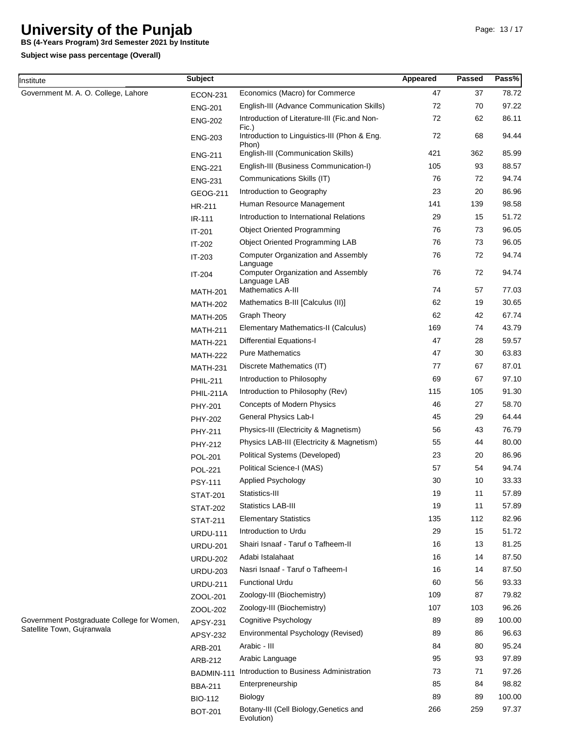# University of the Punjab

**BS (4-Years Program) 3rd Semester 2021 by Institute**

**Subject wise pass percentage (Overall)**

| Institute | Subject | | Appeared | Passed | Pass% |
|---|---|---|---|---|---|
| Government M. A. O. College, Lahore | ECON-231 | Economics (Macro) for Commerce | 47 | 37 | 78.72 |
| | ENG-201 | English-III (Advance Communication Skills) | 72 | 70 | 97.22 |
| | ENG-202 | Introduction of Literature-III (Fic.and Non-Fic.) | 72 | 62 | 86.11 |
| | ENG-203 | Introduction to Linguistics-III (Phon & Eng. Phon) | 72 | 68 | 94.44 |
| | ENG-211 | English-III (Communication Skills) | 421 | 362 | 85.99 |
| | ENG-221 | English-III (Business Communication-I) | 105 | 93 | 88.57 |
| | ENG-231 | Communications Skills (IT) | 76 | 72 | 94.74 |
| | GEOG-211 | Introduction to Geography | 23 | 20 | 86.96 |
| | HR-211 | Human Resource Management | 141 | 139 | 98.58 |
| | IR-111 | Introduction to International Relations | 29 | 15 | 51.72 |
| | IT-201 | Object Oriented Programming | 76 | 73 | 96.05 |
| | IT-202 | Object Oriented Programming LAB | 76 | 73 | 96.05 |
| | IT-203 | Computer Organization and Assembly Language | 76 | 72 | 94.74 |
| | IT-204 | Computer Organization and Assembly Language LAB | 76 | 72 | 94.74 |
| | MATH-201 | Mathematics A-III | 74 | 57 | 77.03 |
| | MATH-202 | Mathematics B-III [Calculus (II)] | 62 | 19 | 30.65 |
| | MATH-205 | Graph Theory | 62 | 42 | 67.74 |
| | MATH-211 | Elementary Mathematics-II (Calculus) | 169 | 74 | 43.79 |
| | MATH-221 | Differential Equations-I | 47 | 28 | 59.57 |
| | MATH-222 | Pure Mathematics | 47 | 30 | 63.83 |
| | MATH-231 | Discrete Mathematics (IT) | 77 | 67 | 87.01 |
| | PHIL-211 | Introduction to Philosophy | 69 | 67 | 97.10 |
| | PHIL-211A | Introduction to Philosophy (Rev) | 115 | 105 | 91.30 |
| | PHY-201 | Concepts of Modern Physics | 46 | 27 | 58.70 |
| | PHY-202 | General Physics Lab-I | 45 | 29 | 64.44 |
| | PHY-211 | Physics-III (Electricity & Magnetism) | 56 | 43 | 76.79 |
| | PHY-212 | Physics LAB-III (Electricity & Magnetism) | 55 | 44 | 80.00 |
| | POL-201 | Political Systems (Developed) | 23 | 20 | 86.96 |
| | POL-221 | Political Science-I (MAS) | 57 | 54 | 94.74 |
| | PSY-111 | Applied Psychology | 30 | 10 | 33.33 |
| | STAT-201 | Statistics-III | 19 | 11 | 57.89 |
| | STAT-202 | Statistics LAB-III | 19 | 11 | 57.89 |
| | STAT-211 | Elementary Statistics | 135 | 112 | 82.96 |
| | URDU-111 | Introduction to Urdu | 29 | 15 | 51.72 |
| | URDU-201 | Shairi Isnaaf - Taruf o Tafheem-II | 16 | 13 | 81.25 |
| | URDU-202 | Adabi Istalahaat | 16 | 14 | 87.50 |
| | URDU-203 | Nasri Isnaaf - Taruf o Tafheem-I | 16 | 14 | 87.50 |
| | URDU-211 | Functional Urdu | 60 | 56 | 93.33 |
| | ZOOL-201 | Zoology-III (Biochemistry) | 109 | 87 | 79.82 |
| | ZOOL-202 | Zoology-III (Biochemistry) | 107 | 103 | 96.26 |
| Government Postgraduate College for Women, Satellite Town, Gujranwala | APSY-231 | Cognitive Psychology | 89 | 89 | 100.00 |
| | APSY-232 | Environmental Psychology (Revised) | 89 | 86 | 96.63 |
| | ARB-201 | Arabic - III | 84 | 80 | 95.24 |
| | ARB-212 | Arabic Language | 95 | 93 | 97.89 |
| | BADMIN-111 | Introduction to Business Administration | 73 | 71 | 97.26 |
| | BBA-211 | Enterpreneurship | 85 | 84 | 98.82 |
| | BIO-112 | Biology | 89 | 89 | 100.00 |
| | BOT-201 | Botany-III (Cell Biology,Genetics and Evolution) | 266 | 259 | 97.37 |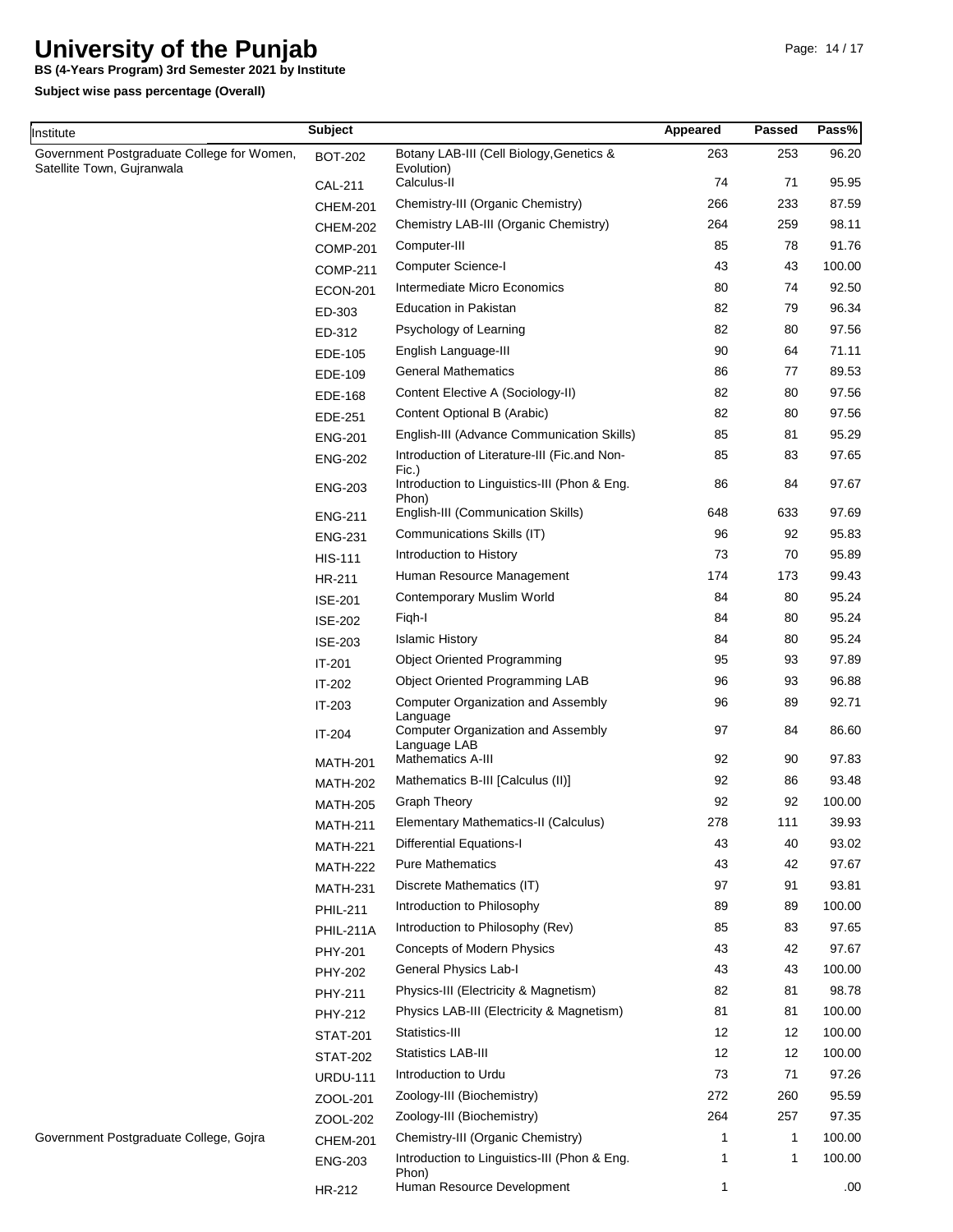# University of the Punjab

**BS (4-Years Program) 3rd Semester 2021 by Institute**

**Subject wise pass percentage (Overall)**

| Institute | Subject | | Appeared | Passed | Pass% |
|---|---|---|---|---|---|
| Government Postgraduate College for Women, Satellite Town, Gujranwala | BOT-202 | Botany LAB-III (Cell Biology,Genetics & Evolution) | 263 | 253 | 96.20 |
| | CAL-211 | Calculus-II | 74 | 71 | 95.95 |
| | CHEM-201 | Chemistry-III (Organic Chemistry) | 266 | 233 | 87.59 |
| | CHEM-202 | Chemistry LAB-III (Organic Chemistry) | 264 | 259 | 98.11 |
| | COMP-201 | Computer-III | 85 | 78 | 91.76 |
| | COMP-211 | Computer Science-I | 43 | 43 | 100.00 |
| | ECON-201 | Intermediate Micro Economics | 80 | 74 | 92.50 |
| | ED-303 | Education in Pakistan | 82 | 79 | 96.34 |
| | ED-312 | Psychology of Learning | 82 | 80 | 97.56 |
| | EDE-105 | English Language-III | 90 | 64 | 71.11 |
| | EDE-109 | General Mathematics | 86 | 77 | 89.53 |
| | EDE-168 | Content Elective A (Sociology-II) | 82 | 80 | 97.56 |
| | EDE-251 | Content Optional B (Arabic) | 82 | 80 | 97.56 |
| | ENG-201 | English-III (Advance Communication Skills) | 85 | 81 | 95.29 |
| | ENG-202 | Introduction of Literature-III (Fic.and Non-Fic.) | 85 | 83 | 97.65 |
| | ENG-203 | Introduction to Linguistics-III (Phon & Eng. Phon) | 86 | 84 | 97.67 |
| | ENG-211 | English-III (Communication Skills) | 648 | 633 | 97.69 |
| | ENG-231 | Communications Skills (IT) | 96 | 92 | 95.83 |
| | HIS-111 | Introduction to History | 73 | 70 | 95.89 |
| | HR-211 | Human Resource Management | 174 | 173 | 99.43 |
| | ISE-201 | Contemporary Muslim World | 84 | 80 | 95.24 |
| | ISE-202 | Fiqh-I | 84 | 80 | 95.24 |
| | ISE-203 | Islamic History | 84 | 80 | 95.24 |
| | IT-201 | Object Oriented Programming | 95 | 93 | 97.89 |
| | IT-202 | Object Oriented Programming LAB | 96 | 93 | 96.88 |
| | IT-203 | Computer Organization and Assembly Language | 96 | 89 | 92.71 |
| | IT-204 | Computer Organization and Assembly Language LAB | 97 | 84 | 86.60 |
| | MATH-201 | Mathematics A-III | 92 | 90 | 97.83 |
| | MATH-202 | Mathematics B-III [Calculus (II)] | 92 | 86 | 93.48 |
| | MATH-205 | Graph Theory | 92 | 92 | 100.00 |
| | MATH-211 | Elementary Mathematics-II (Calculus) | 278 | 111 | 39.93 |
| | MATH-221 | Differential Equations-I | 43 | 40 | 93.02 |
| | MATH-222 | Pure Mathematics | 43 | 42 | 97.67 |
| | MATH-231 | Discrete Mathematics (IT) | 97 | 91 | 93.81 |
| | PHIL-211 | Introduction to Philosophy | 89 | 89 | 100.00 |
| | PHIL-211A | Introduction to Philosophy (Rev) | 85 | 83 | 97.65 |
| | PHY-201 | Concepts of Modern Physics | 43 | 42 | 97.67 |
| | PHY-202 | General Physics Lab-I | 43 | 43 | 100.00 |
| | PHY-211 | Physics-III (Electricity & Magnetism) | 82 | 81 | 98.78 |
| | PHY-212 | Physics LAB-III (Electricity & Magnetism) | 81 | 81 | 100.00 |
| | STAT-201 | Statistics-III | 12 | 12 | 100.00 |
| | STAT-202 | Statistics LAB-III | 12 | 12 | 100.00 |
| | URDU-111 | Introduction to Urdu | 73 | 71 | 97.26 |
| | ZOOL-201 | Zoology-III (Biochemistry) | 272 | 260 | 95.59 |
| | ZOOL-202 | Zoology-III (Biochemistry) | 264 | 257 | 97.35 |
| Government Postgraduate College, Gojra | CHEM-201 | Chemistry-III (Organic Chemistry) | 1 | 1 | 100.00 |
| | ENG-203 | Introduction to Linguistics-III (Phon & Eng. Phon) | 1 | 1 | 100.00 |
| | HR-212 | Human Resource Development | 1 | | .00 |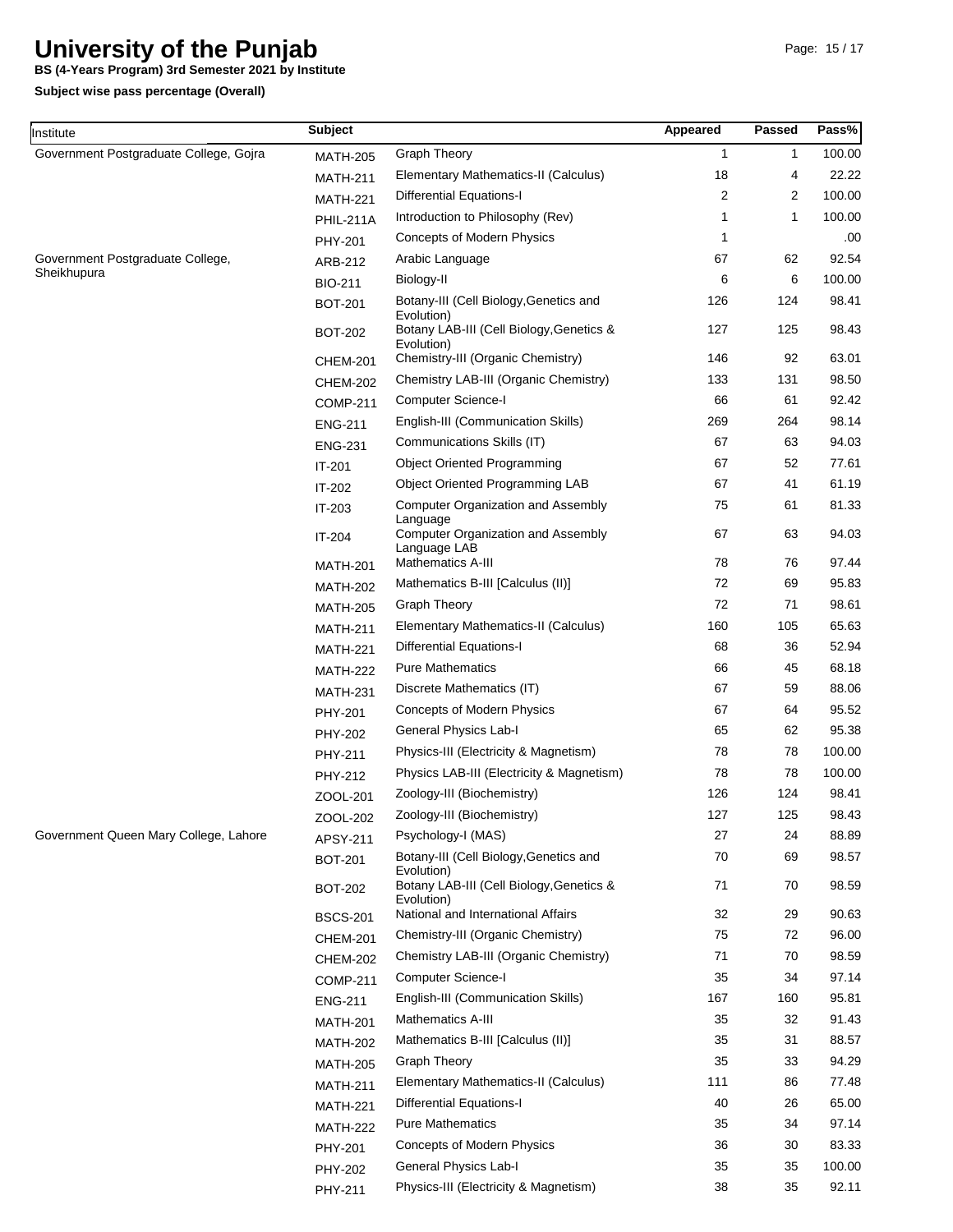# University of the Punjab

**BS (4-Years Program) 3rd Semester 2021 by Institute**

**Subject wise pass percentage (Overall)**

| Institute | Subject | | Appeared | Passed | Pass% |
|---|---|---|---|---|---|
| Government Postgraduate College, Gojra | MATH-205 | Graph Theory | 1 | 1 | 100.00 |
| | MATH-211 | Elementary Mathematics-II (Calculus) | 18 | 4 | 22.22 |
| | MATH-221 | Differential Equations-I | 2 | 2 | 100.00 |
| | PHIL-211A | Introduction to Philosophy (Rev) | 1 | 1 | 100.00 |
| | PHY-201 | Concepts of Modern Physics | 1 | | .00 |
| Government Postgraduate College, Sheikhupura | ARB-212 | Arabic Language | 67 | 62 | 92.54 |
| | BIO-211 | Biology-II | 6 | 6 | 100.00 |
| | BOT-201 | Botany-III (Cell Biology,Genetics and Evolution) | 126 | 124 | 98.41 |
| | BOT-202 | Botany LAB-III (Cell Biology,Genetics & Evolution) | 127 | 125 | 98.43 |
| | CHEM-201 | Chemistry-III (Organic Chemistry) | 146 | 92 | 63.01 |
| | CHEM-202 | Chemistry LAB-III (Organic Chemistry) | 133 | 131 | 98.50 |
| | COMP-211 | Computer Science-I | 66 | 61 | 92.42 |
| | ENG-211 | English-III (Communication Skills) | 269 | 264 | 98.14 |
| | ENG-231 | Communications Skills (IT) | 67 | 63 | 94.03 |
| | IT-201 | Object Oriented Programming | 67 | 52 | 77.61 |
| | IT-202 | Object Oriented Programming LAB | 67 | 41 | 61.19 |
| | IT-203 | Computer Organization and Assembly Language | 75 | 61 | 81.33 |
| | IT-204 | Computer Organization and Assembly Language LAB | 67 | 63 | 94.03 |
| | MATH-201 | Mathematics A-III | 78 | 76 | 97.44 |
| | MATH-202 | Mathematics B-III [Calculus (II)] | 72 | 69 | 95.83 |
| | MATH-205 | Graph Theory | 72 | 71 | 98.61 |
| | MATH-211 | Elementary Mathematics-II (Calculus) | 160 | 105 | 65.63 |
| | MATH-221 | Differential Equations-I | 68 | 36 | 52.94 |
| | MATH-222 | Pure Mathematics | 66 | 45 | 68.18 |
| | MATH-231 | Discrete Mathematics (IT) | 67 | 59 | 88.06 |
| | PHY-201 | Concepts of Modern Physics | 67 | 64 | 95.52 |
| | PHY-202 | General Physics Lab-I | 65 | 62 | 95.38 |
| | PHY-211 | Physics-III (Electricity & Magnetism) | 78 | 78 | 100.00 |
| | PHY-212 | Physics LAB-III (Electricity & Magnetism) | 78 | 78 | 100.00 |
| | ZOOL-201 | Zoology-III (Biochemistry) | 126 | 124 | 98.41 |
| | ZOOL-202 | Zoology-III (Biochemistry) | 127 | 125 | 98.43 |
| Government Queen Mary College, Lahore | APSY-211 | Psychology-I (MAS) | 27 | 24 | 88.89 |
| | BOT-201 | Botany-III (Cell Biology,Genetics and Evolution) | 70 | 69 | 98.57 |
| | BOT-202 | Botany LAB-III (Cell Biology,Genetics & Evolution) | 71 | 70 | 98.59 |
| | BSCS-201 | National and International Affairs | 32 | 29 | 90.63 |
| | CHEM-201 | Chemistry-III (Organic Chemistry) | 75 | 72 | 96.00 |
| | CHEM-202 | Chemistry LAB-III (Organic Chemistry) | 71 | 70 | 98.59 |
| | COMP-211 | Computer Science-I | 35 | 34 | 97.14 |
| | ENG-211 | English-III (Communication Skills) | 167 | 160 | 95.81 |
| | MATH-201 | Mathematics A-III | 35 | 32 | 91.43 |
| | MATH-202 | Mathematics B-III [Calculus (II)] | 35 | 31 | 88.57 |
| | MATH-205 | Graph Theory | 35 | 33 | 94.29 |
| | MATH-211 | Elementary Mathematics-II (Calculus) | 111 | 86 | 77.48 |
| | MATH-221 | Differential Equations-I | 40 | 26 | 65.00 |
| | MATH-222 | Pure Mathematics | 35 | 34 | 97.14 |
| | PHY-201 | Concepts of Modern Physics | 36 | 30 | 83.33 |
| | PHY-202 | General Physics Lab-I | 35 | 35 | 100.00 |
| | PHY-211 | Physics-III (Electricity & Magnetism) | 38 | 35 | 92.11 |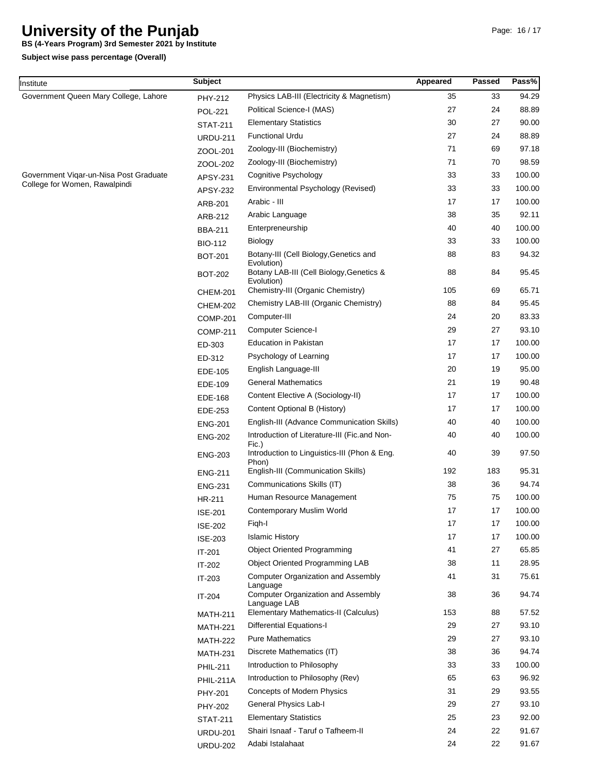# University of the Punjab

**BS (4-Years Program) 3rd Semester 2021 by Institute**

**Subject wise pass percentage (Overall)**

| Institute | Subject | | Appeared | Passed | Pass% |
|---|---|---|---|---|---|
| Government Queen Mary College, Lahore | PHY-212 | Physics LAB-III (Electricity & Magnetism) | 35 | 33 | 94.29 |
| | POL-221 | Political Science-I (MAS) | 27 | 24 | 88.89 |
| | STAT-211 | Elementary Statistics | 30 | 27 | 90.00 |
| | URDU-211 | Functional Urdu | 27 | 24 | 88.89 |
| | ZOOL-201 | Zoology-III (Biochemistry) | 71 | 69 | 97.18 |
| | ZOOL-202 | Zoology-III (Biochemistry) | 71 | 70 | 98.59 |
| Government Viqar-un-Nisa Post Graduate College for Women, Rawalpindi | APSY-231 | Cognitive Psychology | 33 | 33 | 100.00 |
| | APSY-232 | Environmental Psychology (Revised) | 33 | 33 | 100.00 |
| | ARB-201 | Arabic - III | 17 | 17 | 100.00 |
| | ARB-212 | Arabic Language | 38 | 35 | 92.11 |
| | BBA-211 | Enterpreneurship | 40 | 40 | 100.00 |
| | BIO-112 | Biology | 33 | 33 | 100.00 |
| | BOT-201 | Botany-III (Cell Biology,Genetics and Evolution) | 88 | 83 | 94.32 |
| | BOT-202 | Botany LAB-III (Cell Biology,Genetics & Evolution) | 88 | 84 | 95.45 |
| | CHEM-201 | Chemistry-III (Organic Chemistry) | 105 | 69 | 65.71 |
| | CHEM-202 | Chemistry LAB-III (Organic Chemistry) | 88 | 84 | 95.45 |
| | COMP-201 | Computer-III | 24 | 20 | 83.33 |
| | COMP-211 | Computer Science-I | 29 | 27 | 93.10 |
| | ED-303 | Education in Pakistan | 17 | 17 | 100.00 |
| | ED-312 | Psychology of Learning | 17 | 17 | 100.00 |
| | EDE-105 | English Language-III | 20 | 19 | 95.00 |
| | EDE-109 | General Mathematics | 21 | 19 | 90.48 |
| | EDE-168 | Content Elective A (Sociology-II) | 17 | 17 | 100.00 |
| | EDE-253 | Content Optional B (History) | 17 | 17 | 100.00 |
| | ENG-201 | English-III (Advance Communication Skills) | 40 | 40 | 100.00 |
| | ENG-202 | Introduction of Literature-III (Fic.and Non-Fic.) | 40 | 40 | 100.00 |
| | ENG-203 | Introduction to Linguistics-III (Phon & Eng. Phon) | 40 | 39 | 97.50 |
| | ENG-211 | English-III (Communication Skills) | 192 | 183 | 95.31 |
| | ENG-231 | Communications Skills (IT) | 38 | 36 | 94.74 |
| | HR-211 | Human Resource Management | 75 | 75 | 100.00 |
| | ISE-201 | Contemporary Muslim World | 17 | 17 | 100.00 |
| | ISE-202 | Fiqh-I | 17 | 17 | 100.00 |
| | ISE-203 | Islamic History | 17 | 17 | 100.00 |
| | IT-201 | Object Oriented Programming | 41 | 27 | 65.85 |
| | IT-202 | Object Oriented Programming LAB | 38 | 11 | 28.95 |
| | IT-203 | Computer Organization and Assembly Language | 41 | 31 | 75.61 |
| | IT-204 | Computer Organization and Assembly Language LAB | 38 | 36 | 94.74 |
| | MATH-211 | Elementary Mathematics-II (Calculus) | 153 | 88 | 57.52 |
| | MATH-221 | Differential Equations-I | 29 | 27 | 93.10 |
| | MATH-222 | Pure Mathematics | 29 | 27 | 93.10 |
| | MATH-231 | Discrete Mathematics (IT) | 38 | 36 | 94.74 |
| | PHIL-211 | Introduction to Philosophy | 33 | 33 | 100.00 |
| | PHIL-211A | Introduction to Philosophy (Rev) | 65 | 63 | 96.92 |
| | PHY-201 | Concepts of Modern Physics | 31 | 29 | 93.55 |
| | PHY-202 | General Physics Lab-I | 29 | 27 | 93.10 |
| | STAT-211 | Elementary Statistics | 25 | 23 | 92.00 |
| | URDU-201 | Shairi Isnaaf - Taruf o Tafheem-II | 24 | 22 | 91.67 |
| | URDU-202 | Adabi Istalahaat | 24 | 22 | 91.67 |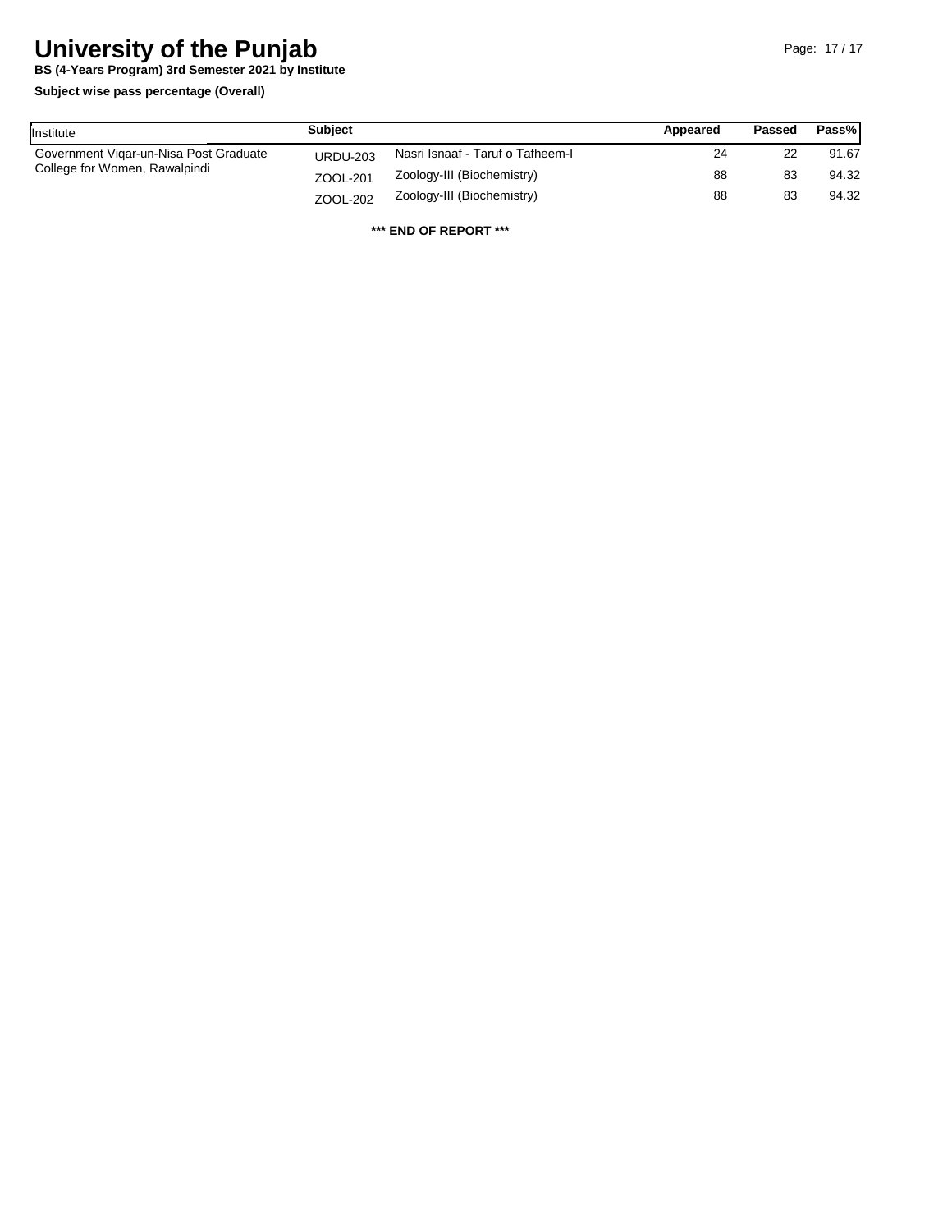# University of the Punjab

**BS (4-Years Program) 3rd Semester 2021 by Institute**

**Subject wise pass percentage (Overall)**

| Institute | Subject | | Appeared | Passed | Pass% |
|---|---|---|---|---|---|
| Government Viqar-un-Nisa Post Graduate College for Women, Rawalpindi | URDU-203 | Nasri Isnaaf - Taruf o Tafheem-I | 24 | 22 | 91.67 |
| | ZOOL-201 | Zoology-III (Biochemistry) | 88 | 83 | 94.32 |
| | ZOOL-202 | Zoology-III (Biochemistry) | 88 | 83 | 94.32 |

**\*\*\* END OF REPORT \*\*\***